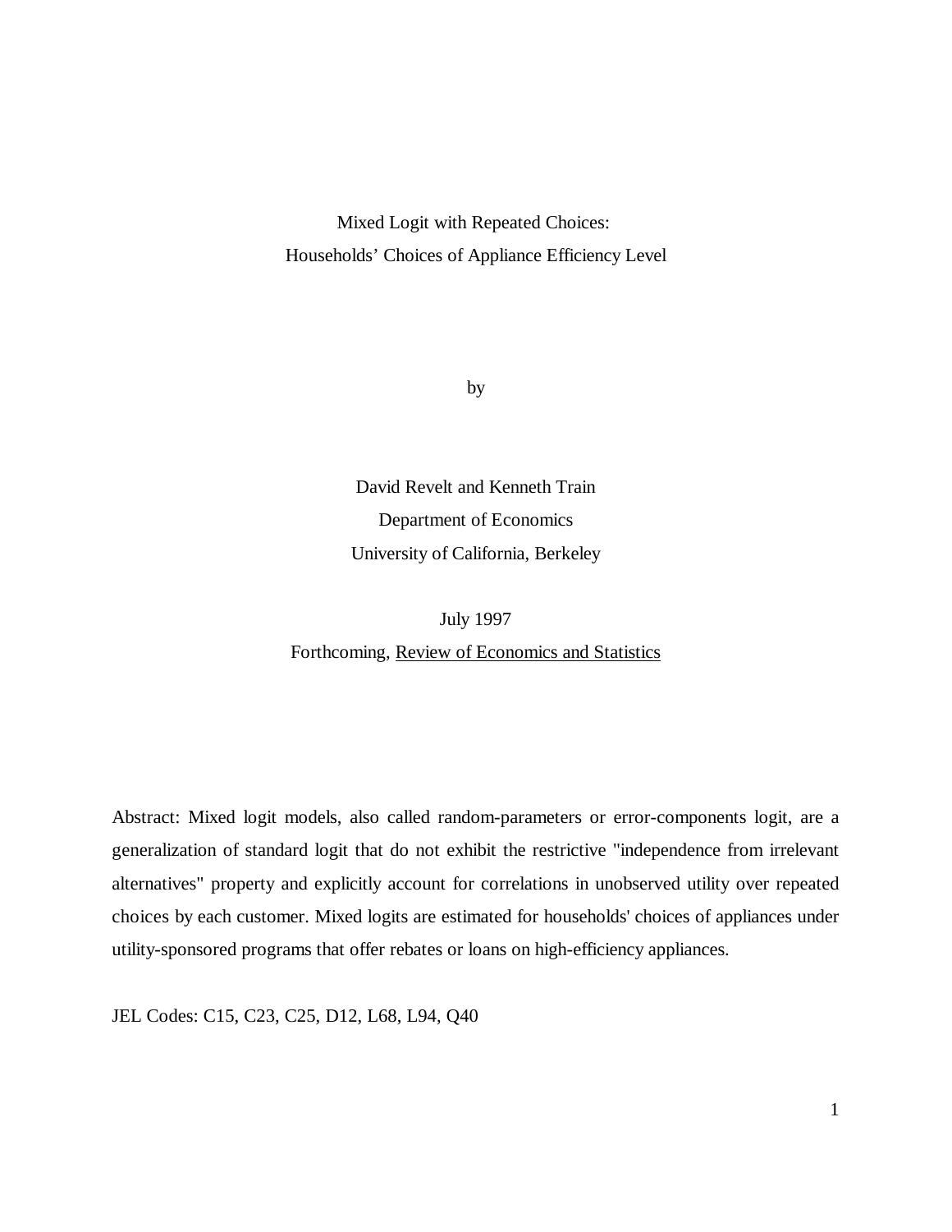# Mixed Logit with Repeated Choices: Households' Choices of Appliance Efficiency Level

by

David Revelt and Kenneth Train

Department of Economics

University of California, Berkeley

July 1997

Forthcoming, <u>Review of Economics and Statistics</u>

Abstract: Mixed logit models, also called random-parameters or error-components logit, are a generalization of standard logit that do not exhibit the restrictive "independence from irrelevant alternatives" property and explicitly account for correlations in unobserved utility over repeated choices by each customer. Mixed logits are estimated for households' choices of appliances under utility-sponsored programs that offer rebates or loans on high-efficiency appliances.

JEL Codes: C15, C23, C25, D12, L68, L94, Q40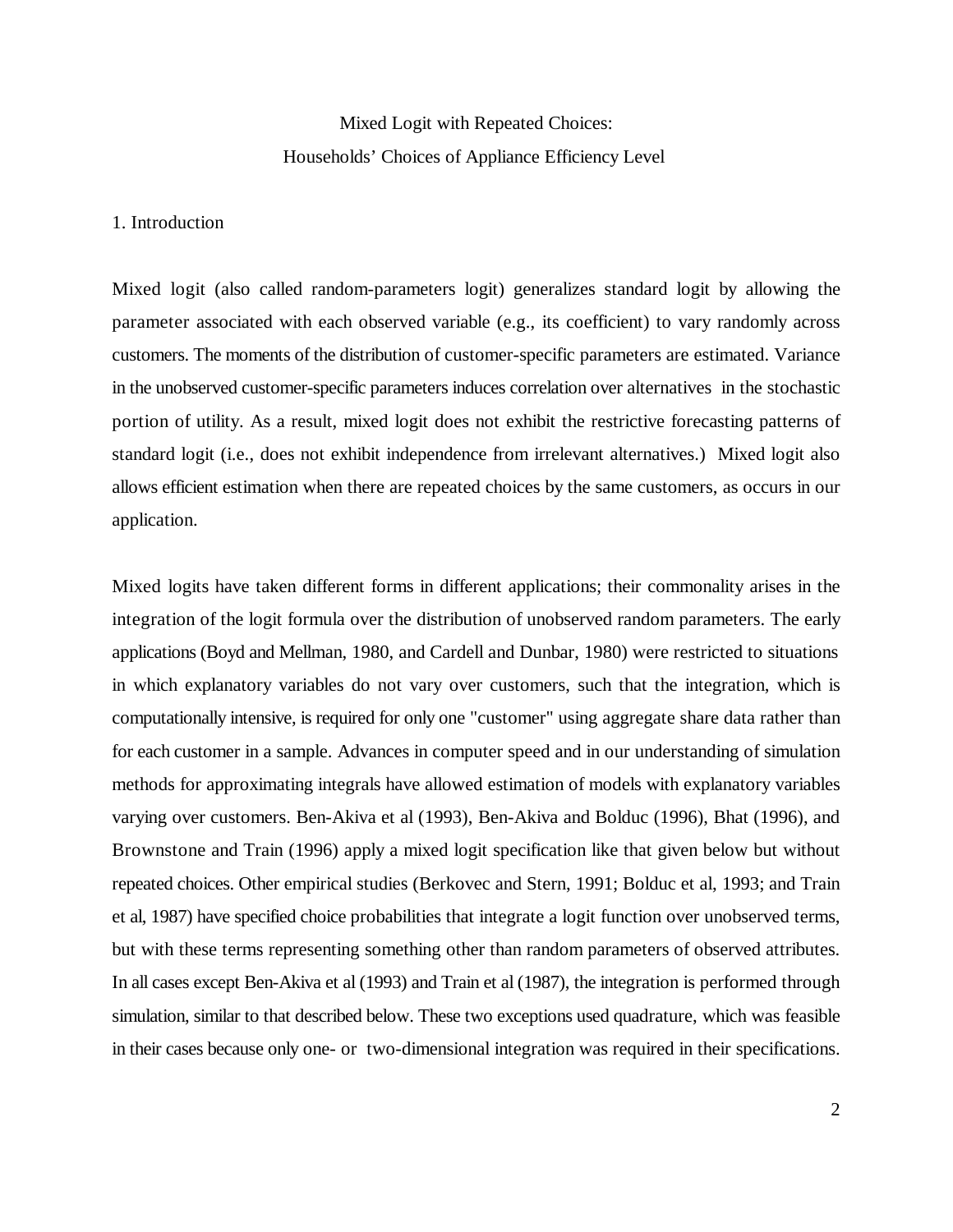# Mixed Logit with Repeated Choices:
# Households' Choices of Appliance Efficiency Level

## 1. Introduction

Mixed logit (also called random-parameters logit) generalizes standard logit by allowing the parameter associated with each observed variable (e.g., its coefficient) to vary randomly across customers. The moments of the distribution of customer-specific parameters are estimated. Variance in the unobserved customer-specific parameters induces correlation over alternatives in the stochastic portion of utility. As a result, mixed logit does not exhibit the restrictive forecasting patterns of standard logit (i.e., does not exhibit independence from irrelevant alternatives.) Mixed logit also allows efficient estimation when there are repeated choices by the same customers, as occurs in our application.

Mixed logits have taken different forms in different applications; their commonality arises in the integration of the logit formula over the distribution of unobserved random parameters. The early applications (Boyd and Mellman, 1980, and Cardell and Dunbar, 1980) were restricted to situations in which explanatory variables do not vary over customers, such that the integration, which is computationally intensive, is required for only one "customer" using aggregate share data rather than for each customer in a sample. Advances in computer speed and in our understanding of simulation methods for approximating integrals have allowed estimation of models with explanatory variables varying over customers. Ben-Akiva et al (1993), Ben-Akiva and Bolduc (1996), Bhat (1996), and Brownstone and Train (1996) apply a mixed logit specification like that given below but without repeated choices. Other empirical studies (Berkovec and Stern, 1991; Bolduc et al, 1993; and Train et al, 1987) have specified choice probabilities that integrate a logit function over unobserved terms, but with these terms representing something other than random parameters of observed attributes. In all cases except Ben-Akiva et al (1993) and Train et al (1987), the integration is performed through simulation, similar to that described below. These two exceptions used quadrature, which was feasible in their cases because only one- or two-dimensional integration was required in their specifications.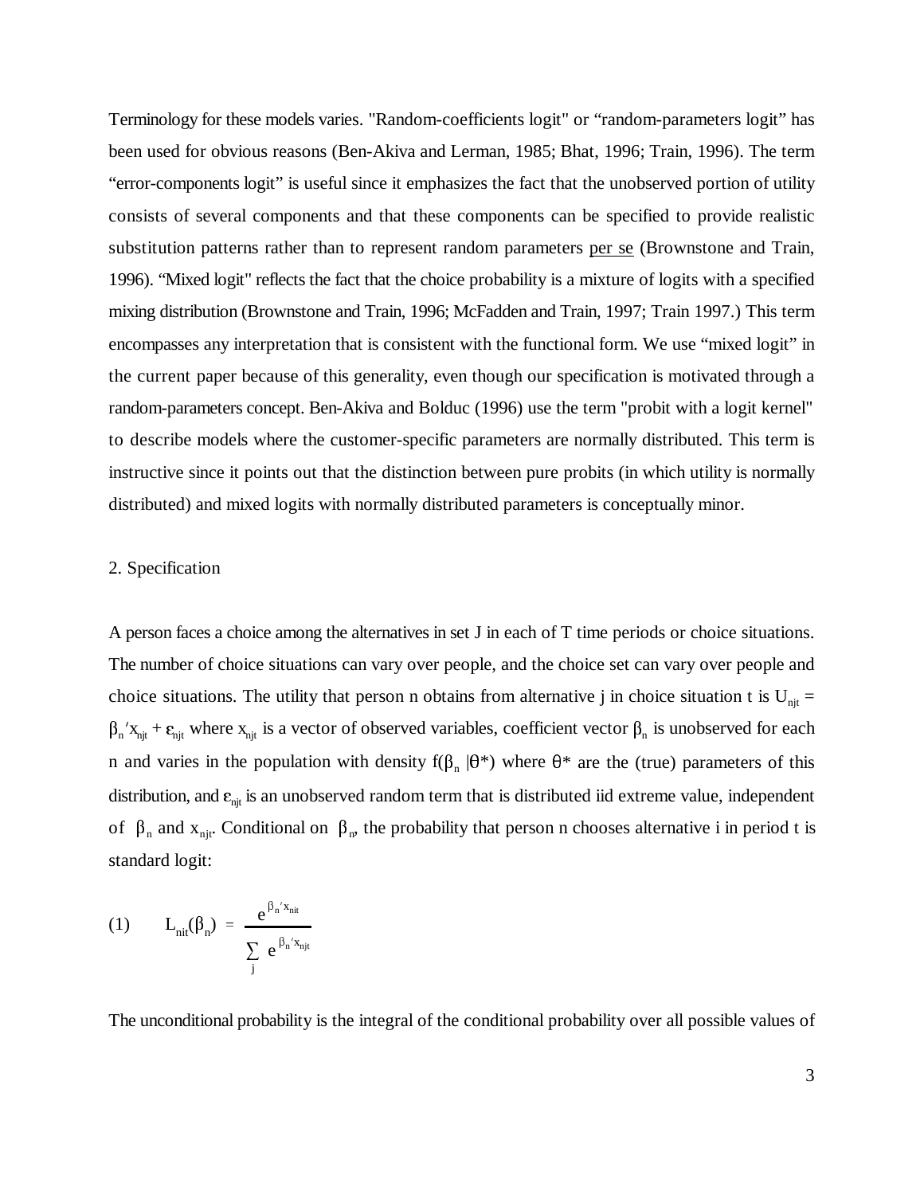Terminology for these models varies. "Random-coefficients logit" or "random-parameters logit" has been used for obvious reasons (Ben-Akiva and Lerman, 1985; Bhat, 1996; Train, 1996). The term "error-components logit" is useful since it emphasizes the fact that the unobserved portion of utility consists of several components and that these components can be specified to provide realistic substitution patterns rather than to represent random parameters per se (Brownstone and Train, 1996). "Mixed logit" reflects the fact that the choice probability is a mixture of logits with a specified mixing distribution (Brownstone and Train, 1996; McFadden and Train, 1997; Train 1997.) This term encompasses any interpretation that is consistent with the functional form. We use "mixed logit" in the current paper because of this generality, even though our specification is motivated through a random-parameters concept. Ben-Akiva and Bolduc (1996) use the term "probit with a logit kernel" to describe models where the customer-specific parameters are normally distributed. This term is instructive since it points out that the distinction between pure probits (in which utility is normally distributed) and mixed logits with normally distributed parameters is conceptually minor.

## 2. Specification

A person faces a choice among the alternatives in set J in each of T time periods or choice situations. The number of choice situations can vary over people, and the choice set can vary over people and choice situations. The utility that person n obtains from alternative j in choice situation t is $U_{njt} = \beta_n{}'x_{njt} + \varepsilon_{njt}$ where $x_{njt}$ is a vector of observed variables, coefficient vector $\beta_n$ is unobserved for each n and varies in the population with density $f(\beta_n \mid \theta^*)$ where $\theta^*$ are the (true) parameters of this distribution, and $\varepsilon_{njt}$ is an unobserved random term that is distributed iid extreme value, independent of $\beta_n$ and $x_{njt}$. Conditional on $\beta_n$, the probability that person n chooses alternative i in period t is standard logit:

$$(1) \qquad L_{nit}(\beta_n) = \frac{e^{\beta_n{}'x_{nit}}}{\sum_j e^{\beta_n{}'x_{njt}}}$$

The unconditional probability is the integral of the conditional probability over all possible values of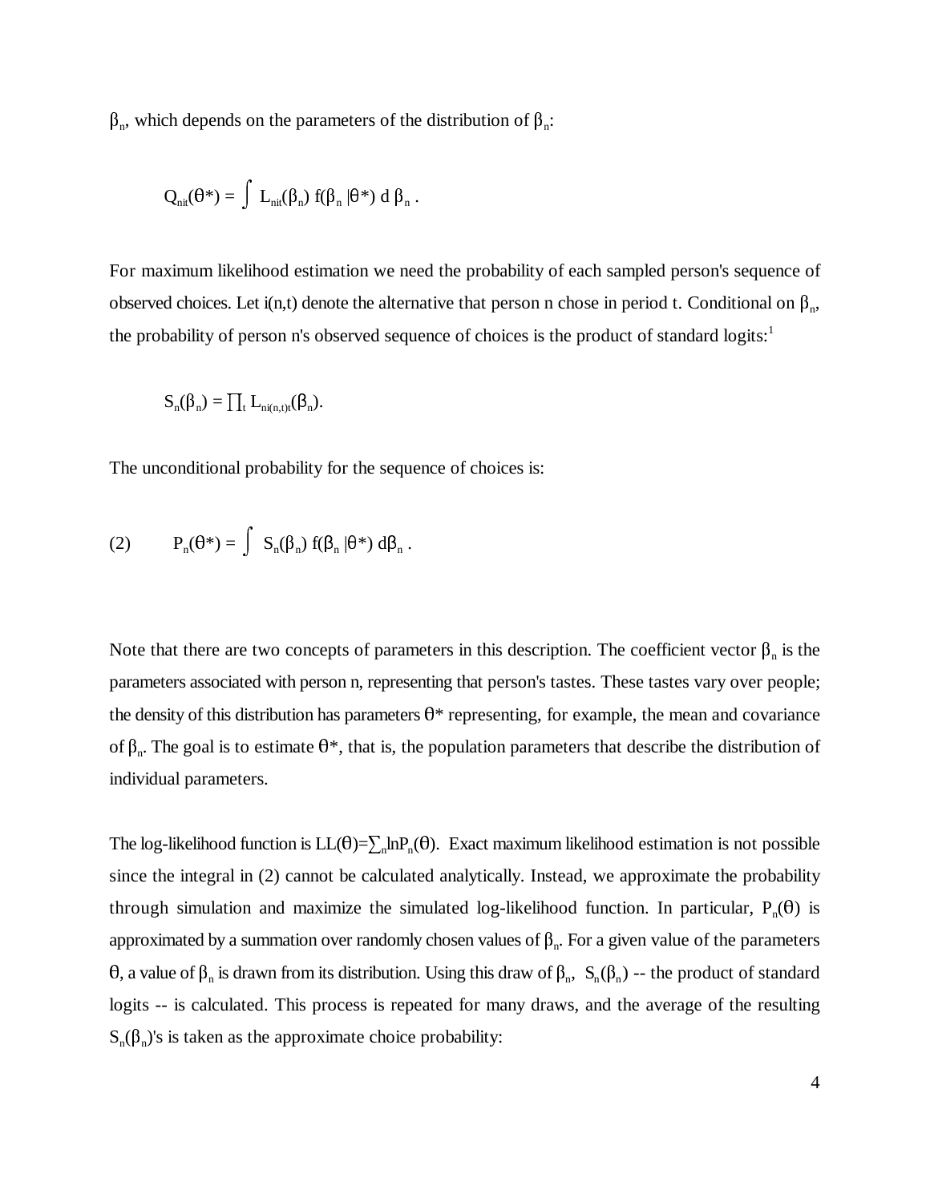$\beta_n$, which depends on the parameters of the distribution of $\beta_n$:

$$Q_{nit}(\theta^*) = \int L_{nit}(\beta_n) f(\beta_n | \theta^*) \, d\beta_n .$$

For maximum likelihood estimation we need the probability of each sampled person's sequence of observed choices. Let i(n,t) denote the alternative that person n chose in period t. Conditional on $\beta_n$, the probability of person n's observed sequence of choices is the product of standard logits:[1]

$$S_n(\beta_n) = \prod_t L_{ni(n,t)t}(\beta_n).$$

The unconditional probability for the sequence of choices is:

$$(2) \qquad P_n(\theta^*) = \int S_n(\beta_n) f(\beta_n | \theta^*) \, d\beta_n .$$

Note that there are two concepts of parameters in this description. The coefficient vector $\beta_n$ is the parameters associated with person n, representing that person's tastes. These tastes vary over people; the density of this distribution has parameters $\theta^*$ representing, for example, the mean and covariance of $\beta_n$. The goal is to estimate $\theta^*$, that is, the population parameters that describe the distribution of individual parameters.

The log-likelihood function is $LL(\theta)=\sum_n \ln P_n(\theta)$. Exact maximum likelihood estimation is not possible since the integral in (2) cannot be calculated analytically. Instead, we approximate the probability through simulation and maximize the simulated log-likelihood function. In particular, $P_n(\theta)$ is approximated by a summation over randomly chosen values of $\beta_n$. For a given value of the parameters $\theta$, a value of $\beta_n$ is drawn from its distribution. Using this draw of $\beta_n$, $S_n(\beta_n)$ -- the product of standard logits -- is calculated. This process is repeated for many draws, and the average of the resulting $S_n(\beta_n)$'s is taken as the approximate choice probability: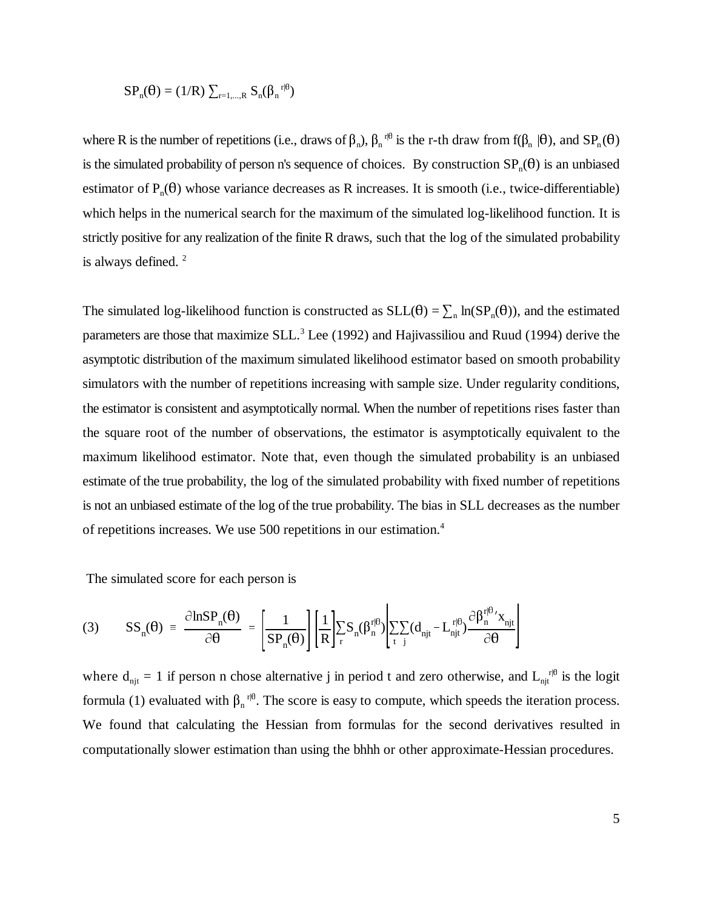$$SP_n(\theta) = (1/R) \sum_{r=1,\dots,R} S_n(\beta_n^{r|\theta})$$

where R is the number of repetitions (i.e., draws of $\beta_n$), $\beta_n^{r|\theta}$ is the r-th draw from $f(\beta_n \mid \theta)$, and $SP_n(\theta)$ is the simulated probability of person n's sequence of choices. By construction $SP_n(\theta)$ is an unbiased estimator of $P_n(\theta)$ whose variance decreases as R increases. It is smooth (i.e., twice-differentiable) which helps in the numerical search for the maximum of the simulated log-likelihood function. It is strictly positive for any realization of the finite R draws, such that the log of the simulated probability is always defined. [2]

The simulated log-likelihood function is constructed as $SLL(\theta) = \sum_n \ln(SP_n(\theta))$, and the estimated parameters are those that maximize SLL.[3] Lee (1992) and Hajivassiliou and Ruud (1994) derive the asymptotic distribution of the maximum simulated likelihood estimator based on smooth probability simulators with the number of repetitions increasing with sample size. Under regularity conditions, the estimator is consistent and asymptotically normal. When the number of repetitions rises faster than the square root of the number of observations, the estimator is asymptotically equivalent to the maximum likelihood estimator. Note that, even though the simulated probability is an unbiased estimate of the true probability, the log of the simulated probability with fixed number of repetitions is not an unbiased estimate of the log of the true probability. The bias in SLL decreases as the number of repetitions increases. We use 500 repetitions in our estimation.[4]

The simulated score for each person is

$$(3) \qquad SS_n(\theta) \equiv \frac{\partial \ln SP_n(\theta)}{\partial \theta} = \left[\frac{1}{SP_n(\theta)}\right]\left[\frac{1}{R}\right]\sum_r S_n(\beta_n^{r|\theta})\left[\sum_t \sum_j (d_{njt} - L_{njt}^{r|\theta}) \frac{\partial \beta_n^{r|\theta\prime} x_{njt}}{\partial \theta}\right]$$

where $d_{njt} = 1$ if person n chose alternative j in period t and zero otherwise, and $L_{njt}^{r|\theta}$ is the logit formula (1) evaluated with $\beta_n^{r|\theta}$. The score is easy to compute, which speeds the iteration process. We found that calculating the Hessian from formulas for the second derivatives resulted in computationally slower estimation than using the bhhh or other approximate-Hessian procedures.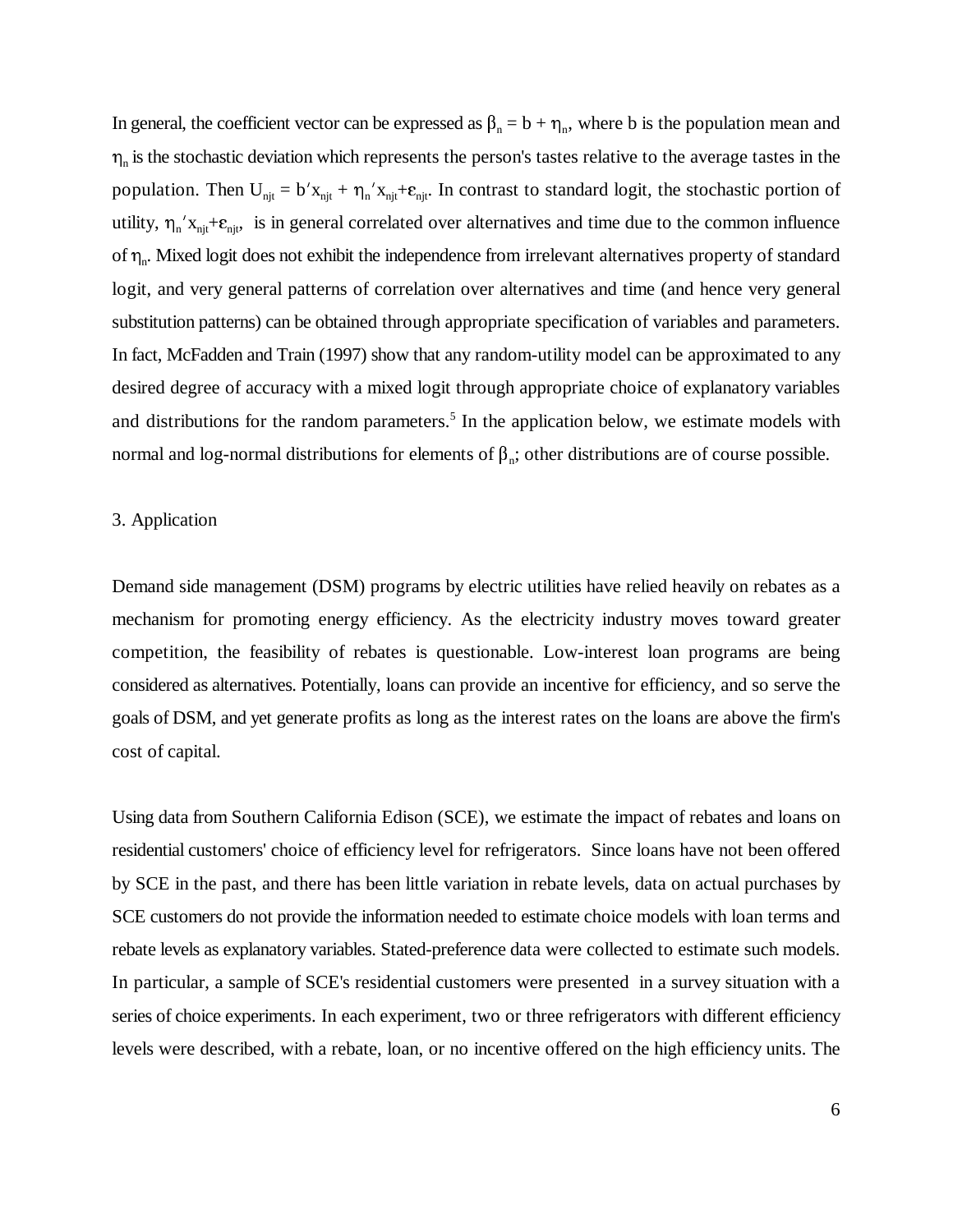In general, the coefficient vector can be expressed as $\beta_n = b + \eta_n$, where b is the population mean and $\eta_n$ is the stochastic deviation which represents the person's tastes relative to the average tastes in the population. Then $U_{njt} = b'x_{njt} + \eta_n'x_{njt} + \varepsilon_{njt}$. In contrast to standard logit, the stochastic portion of utility, $\eta_n'x_{njt} + \varepsilon_{njt}$, is in general correlated over alternatives and time due to the common influence of $\eta_n$. Mixed logit does not exhibit the independence from irrelevant alternatives property of standard logit, and very general patterns of correlation over alternatives and time (and hence very general substitution patterns) can be obtained through appropriate specification of variables and parameters. In fact, McFadden and Train (1997) show that any random-utility model can be approximated to any desired degree of accuracy with a mixed logit through appropriate choice of explanatory variables and distributions for the random parameters.[5] In the application below, we estimate models with normal and log-normal distributions for elements of $\beta_n$; other distributions are of course possible.

## 3. Application

Demand side management (DSM) programs by electric utilities have relied heavily on rebates as a mechanism for promoting energy efficiency. As the electricity industry moves toward greater competition, the feasibility of rebates is questionable. Low-interest loan programs are being considered as alternatives. Potentially, loans can provide an incentive for efficiency, and so serve the goals of DSM, and yet generate profits as long as the interest rates on the loans are above the firm's cost of capital.

Using data from Southern California Edison (SCE), we estimate the impact of rebates and loans on residential customers' choice of efficiency level for refrigerators. Since loans have not been offered by SCE in the past, and there has been little variation in rebate levels, data on actual purchases by SCE customers do not provide the information needed to estimate choice models with loan terms and rebate levels as explanatory variables. Stated-preference data were collected to estimate such models. In particular, a sample of SCE's residential customers were presented in a survey situation with a series of choice experiments. In each experiment, two or three refrigerators with different efficiency levels were described, with a rebate, loan, or no incentive offered on the high efficiency units. The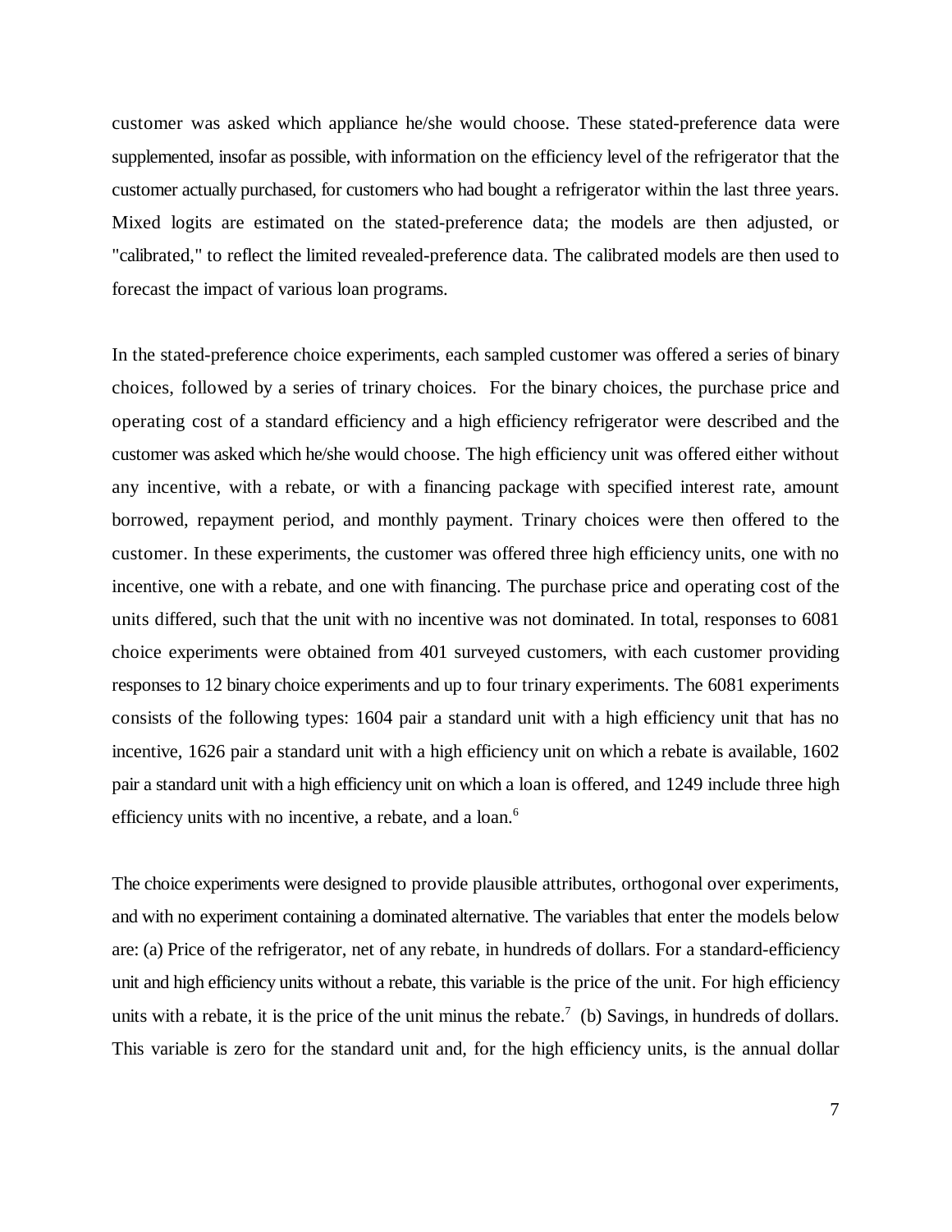customer was asked which appliance he/she would choose. These stated-preference data were supplemented, insofar as possible, with information on the efficiency level of the refrigerator that the customer actually purchased, for customers who had bought a refrigerator within the last three years. Mixed logits are estimated on the stated-preference data; the models are then adjusted, or "calibrated," to reflect the limited revealed-preference data. The calibrated models are then used to forecast the impact of various loan programs.

In the stated-preference choice experiments, each sampled customer was offered a series of binary choices, followed by a series of trinary choices. For the binary choices, the purchase price and operating cost of a standard efficiency and a high efficiency refrigerator were described and the customer was asked which he/she would choose. The high efficiency unit was offered either without any incentive, with a rebate, or with a financing package with specified interest rate, amount borrowed, repayment period, and monthly payment. Trinary choices were then offered to the customer. In these experiments, the customer was offered three high efficiency units, one with no incentive, one with a rebate, and one with financing. The purchase price and operating cost of the units differed, such that the unit with no incentive was not dominated. In total, responses to 6081 choice experiments were obtained from 401 surveyed customers, with each customer providing responses to 12 binary choice experiments and up to four trinary experiments. The 6081 experiments consists of the following types: 1604 pair a standard unit with a high efficiency unit that has no incentive, 1626 pair a standard unit with a high efficiency unit on which a rebate is available, 1602 pair a standard unit with a high efficiency unit on which a loan is offered, and 1249 include three high efficiency units with no incentive, a rebate, and a loan.[6]

The choice experiments were designed to provide plausible attributes, orthogonal over experiments, and with no experiment containing a dominated alternative. The variables that enter the models below are: (a) Price of the refrigerator, net of any rebate, in hundreds of dollars. For a standard-efficiency unit and high efficiency units without a rebate, this variable is the price of the unit. For high efficiency units with a rebate, it is the price of the unit minus the rebate.[7] (b) Savings, in hundreds of dollars. This variable is zero for the standard unit and, for the high efficiency units, is the annual dollar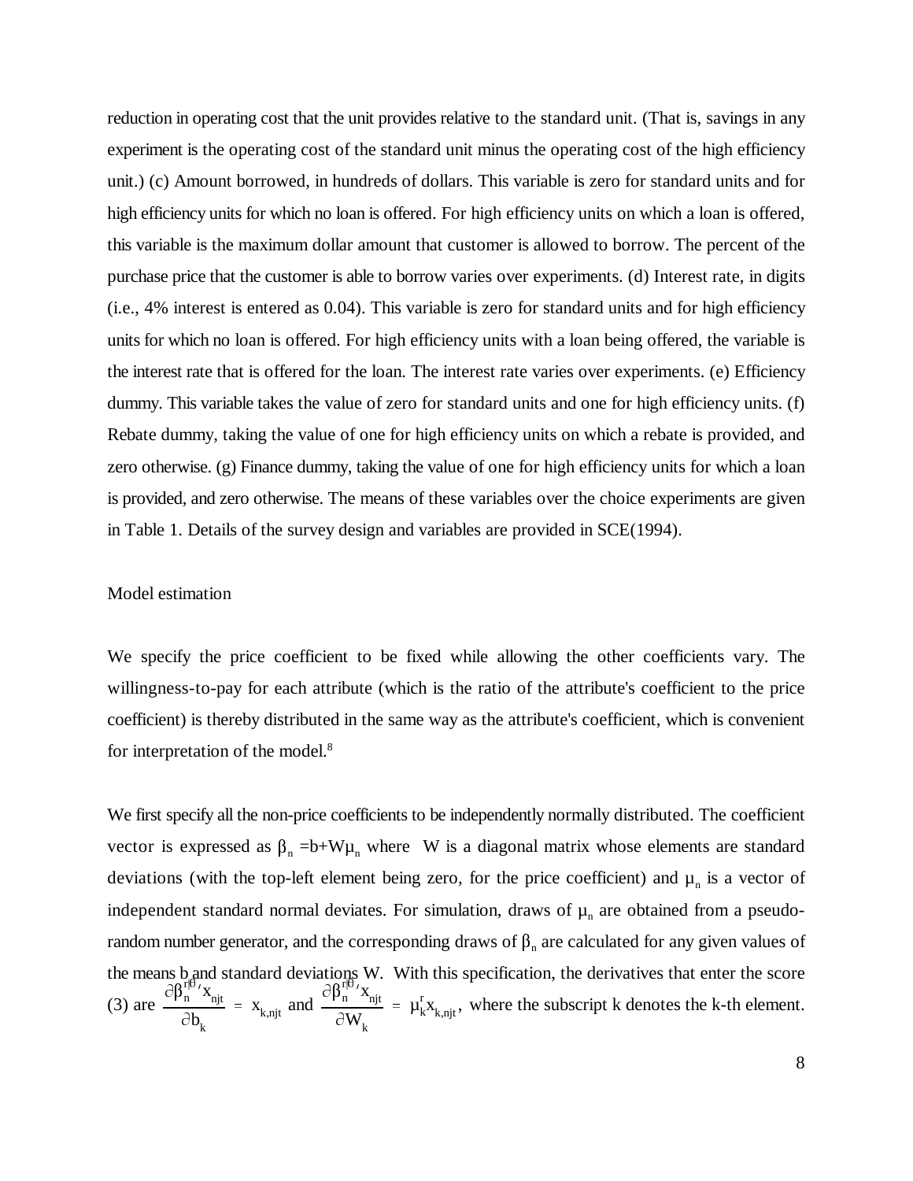reduction in operating cost that the unit provides relative to the standard unit. (That is, savings in any experiment is the operating cost of the standard unit minus the operating cost of the high efficiency unit.) (c) Amount borrowed, in hundreds of dollars. This variable is zero for standard units and for high efficiency units for which no loan is offered. For high efficiency units on which a loan is offered, this variable is the maximum dollar amount that customer is allowed to borrow. The percent of the purchase price that the customer is able to borrow varies over experiments. (d) Interest rate, in digits (i.e., 4% interest is entered as 0.04). This variable is zero for standard units and for high efficiency units for which no loan is offered. For high efficiency units with a loan being offered, the variable is the interest rate that is offered for the loan. The interest rate varies over experiments. (e) Efficiency dummy. This variable takes the value of zero for standard units and one for high efficiency units. (f) Rebate dummy, taking the value of one for high efficiency units on which a rebate is provided, and zero otherwise. (g) Finance dummy, taking the value of one for high efficiency units for which a loan is provided, and zero otherwise. The means of these variables over the choice experiments are given in Table 1. Details of the survey design and variables are provided in SCE(1994).

Model estimation

We specify the price coefficient to be fixed while allowing the other coefficients vary. The willingness-to-pay for each attribute (which is the ratio of the attribute's coefficient to the price coefficient) is thereby distributed in the same way as the attribute's coefficient, which is convenient for interpretation of the model.[8]

We first specify all the non-price coefficients to be independently normally distributed. The coefficient vector is expressed as $\beta_n = b + W\mu_n$ where W is a diagonal matrix whose elements are standard deviations (with the top-left element being zero, for the price coefficient) and $\mu_n$ is a vector of independent standard normal deviates. For simulation, draws of $\mu_n$ are obtained from a pseudo-random number generator, and the corresponding draws of $\beta_n$ are calculated for any given values of the means b and standard deviations W. With this specification, the derivatives that enter the score (3) are $\frac{\partial \beta_n^{r|\theta\prime} x_{njt}}{\partial b_k} = x_{k,njt}$ and $\frac{\partial \beta_n^{r|\theta\prime} x_{njt}}{\partial W_k} = \mu_k^r x_{k,njt}$, where the subscript k denotes the k-th element.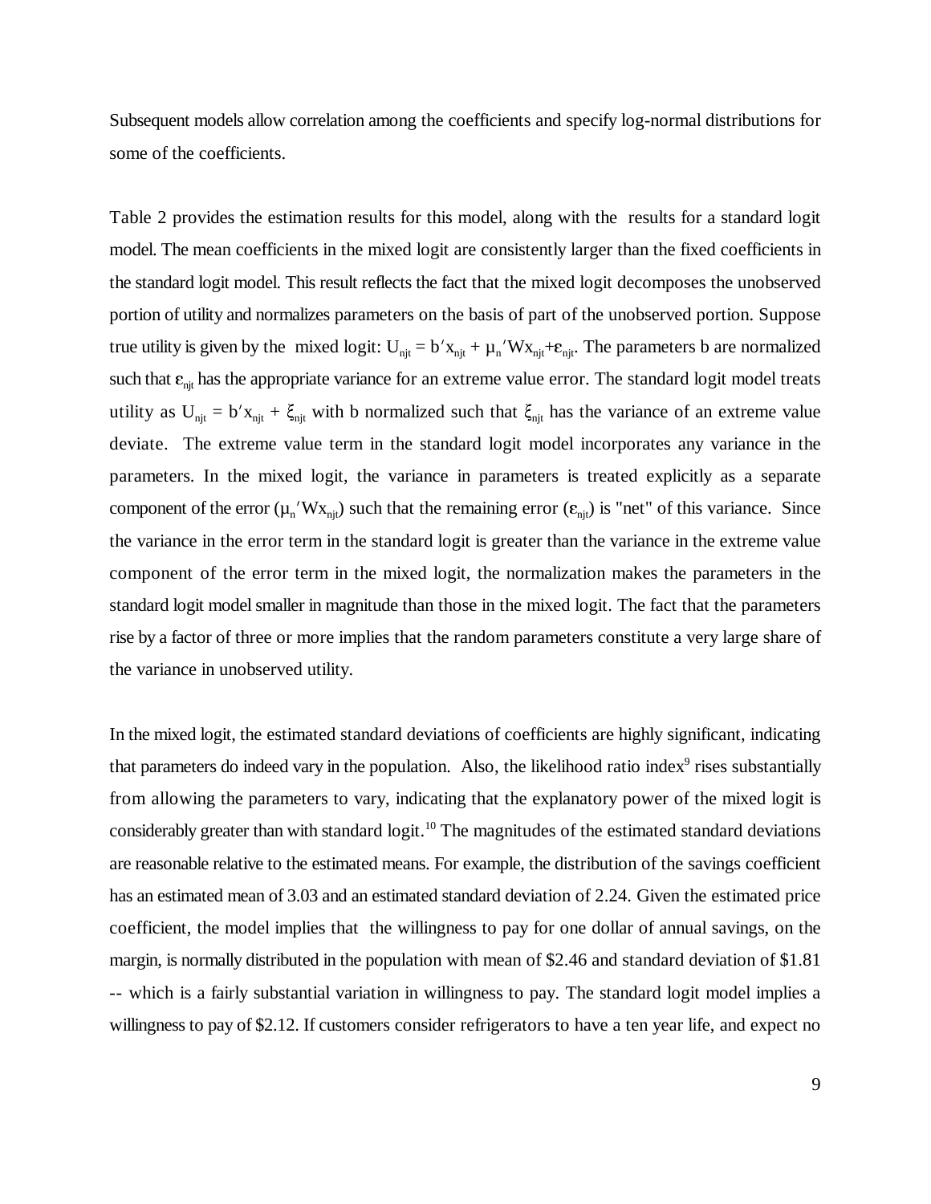Subsequent models allow correlation among the coefficients and specify log-normal distributions for some of the coefficients.

Table 2 provides the estimation results for this model, along with the results for a standard logit model. The mean coefficients in the mixed logit are consistently larger than the fixed coefficients in the standard logit model. This result reflects the fact that the mixed logit decomposes the unobserved portion of utility and normalizes parameters on the basis of part of the unobserved portion. Suppose true utility is given by the mixed logit: $U_{njt} = b'x_{njt} + \mu_n'Wx_{njt} + \varepsilon_{njt}$. The parameters b are normalized such that $\varepsilon_{njt}$ has the appropriate variance for an extreme value error. The standard logit model treats utility as $U_{njt} = b'x_{njt} + \xi_{njt}$ with b normalized such that $\xi_{njt}$ has the variance of an extreme value deviate. The extreme value term in the standard logit model incorporates any variance in the parameters. In the mixed logit, the variance in parameters is treated explicitly as a separate component of the error ($\mu_n'Wx_{njt}$) such that the remaining error ($\varepsilon_{njt}$) is "net" of this variance. Since the variance in the error term in the standard logit is greater than the variance in the extreme value component of the error term in the mixed logit, the normalization makes the parameters in the standard logit model smaller in magnitude than those in the mixed logit. The fact that the parameters rise by a factor of three or more implies that the random parameters constitute a very large share of the variance in unobserved utility.

In the mixed logit, the estimated standard deviations of coefficients are highly significant, indicating that parameters do indeed vary in the population. Also, the likelihood ratio index[9] rises substantially from allowing the parameters to vary, indicating that the explanatory power of the mixed logit is considerably greater than with standard logit.[10] The magnitudes of the estimated standard deviations are reasonable relative to the estimated means. For example, the distribution of the savings coefficient has an estimated mean of 3.03 and an estimated standard deviation of 2.24. Given the estimated price coefficient, the model implies that the willingness to pay for one dollar of annual savings, on the margin, is normally distributed in the population with mean of $2.46 and standard deviation of $1.81 -- which is a fairly substantial variation in willingness to pay. The standard logit model implies a willingness to pay of $2.12. If customers consider refrigerators to have a ten year life, and expect no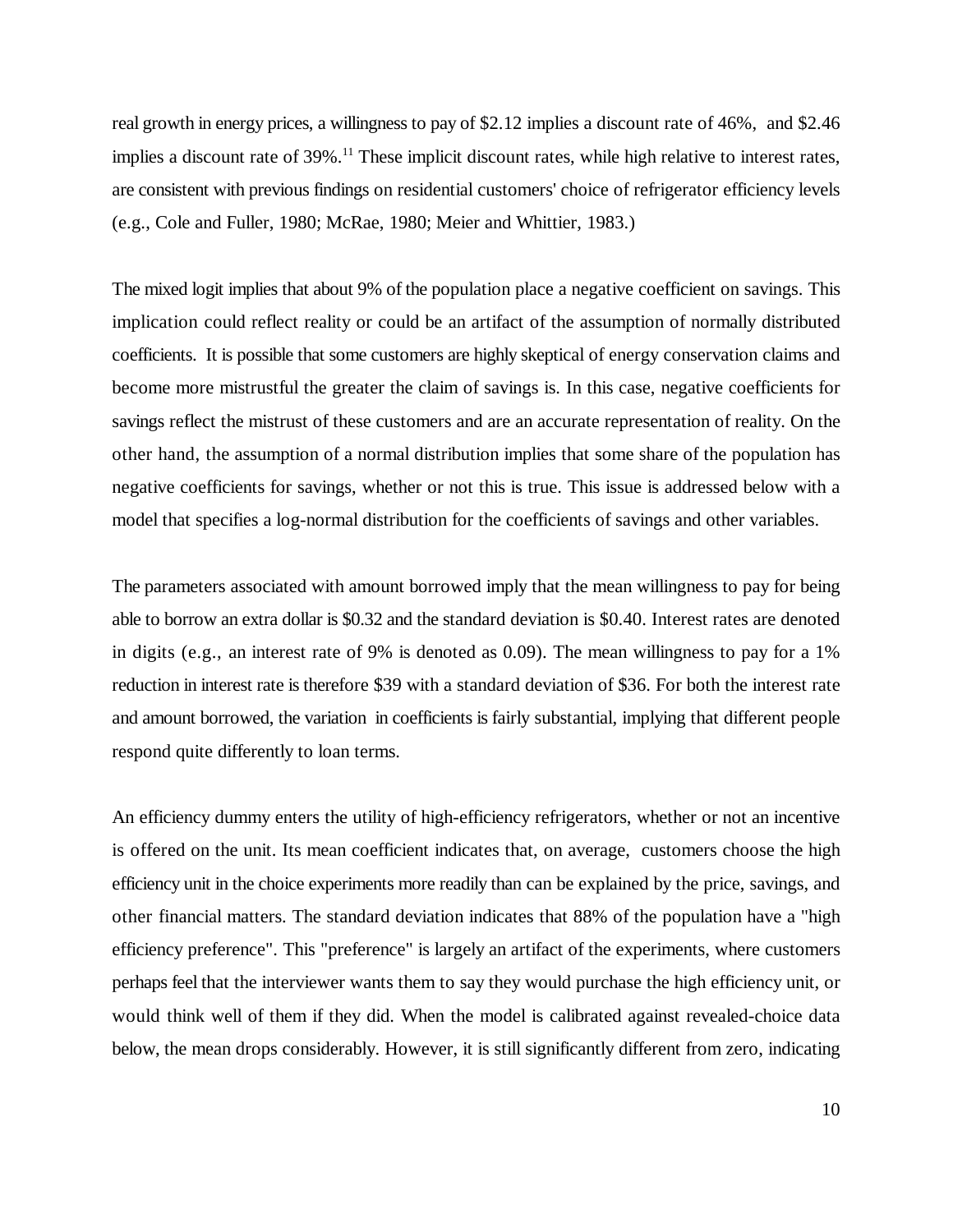real growth in energy prices, a willingness to pay of $2.12 implies a discount rate of 46%, and $2.46 implies a discount rate of 39%.[11] These implicit discount rates, while high relative to interest rates, are consistent with previous findings on residential customers' choice of refrigerator efficiency levels (e.g., Cole and Fuller, 1980; McRae, 1980; Meier and Whittier, 1983.)

The mixed logit implies that about 9% of the population place a negative coefficient on savings. This implication could reflect reality or could be an artifact of the assumption of normally distributed coefficients. It is possible that some customers are highly skeptical of energy conservation claims and become more mistrustful the greater the claim of savings is. In this case, negative coefficients for savings reflect the mistrust of these customers and are an accurate representation of reality. On the other hand, the assumption of a normal distribution implies that some share of the population has negative coefficients for savings, whether or not this is true. This issue is addressed below with a model that specifies a log-normal distribution for the coefficients of savings and other variables.

The parameters associated with amount borrowed imply that the mean willingness to pay for being able to borrow an extra dollar is $0.32 and the standard deviation is $0.40. Interest rates are denoted in digits (e.g., an interest rate of 9% is denoted as 0.09). The mean willingness to pay for a 1% reduction in interest rate is therefore $39 with a standard deviation of $36. For both the interest rate and amount borrowed, the variation in coefficients is fairly substantial, implying that different people respond quite differently to loan terms.

An efficiency dummy enters the utility of high-efficiency refrigerators, whether or not an incentive is offered on the unit. Its mean coefficient indicates that, on average, customers choose the high efficiency unit in the choice experiments more readily than can be explained by the price, savings, and other financial matters. The standard deviation indicates that 88% of the population have a "high efficiency preference". This "preference" is largely an artifact of the experiments, where customers perhaps feel that the interviewer wants them to say they would purchase the high efficiency unit, or would think well of them if they did. When the model is calibrated against revealed-choice data below, the mean drops considerably. However, it is still significantly different from zero, indicating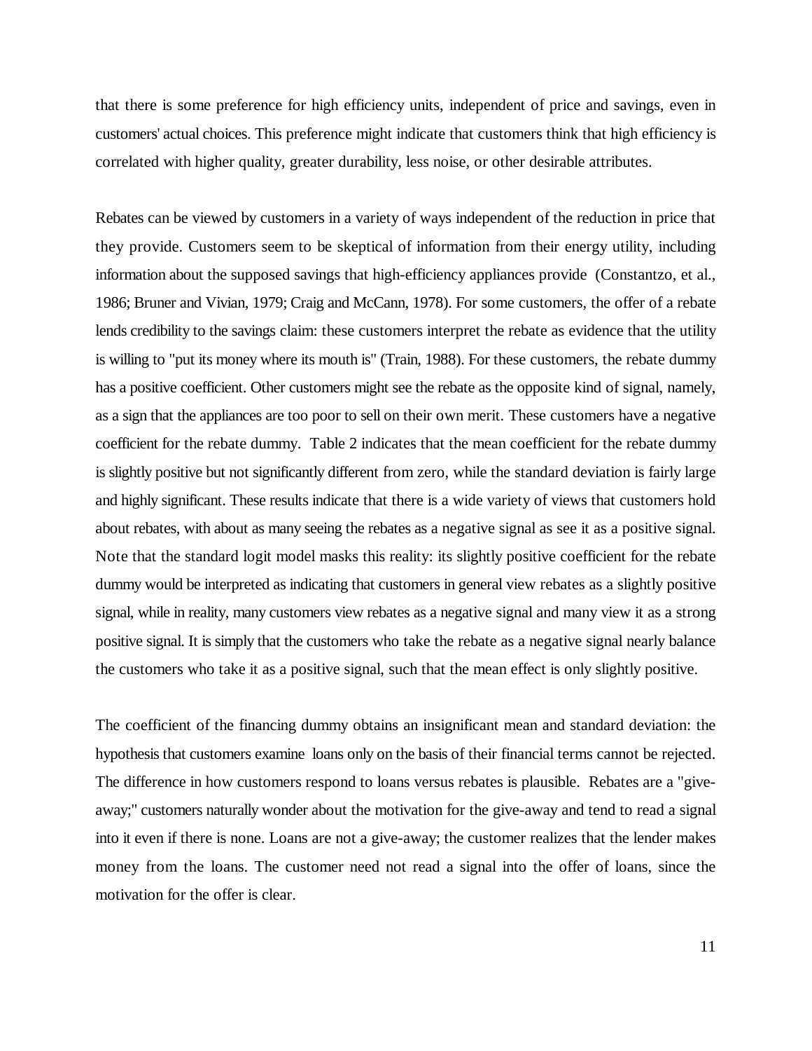that there is some preference for high efficiency units, independent of price and savings, even in customers' actual choices. This preference might indicate that customers think that high efficiency is correlated with higher quality, greater durability, less noise, or other desirable attributes.

Rebates can be viewed by customers in a variety of ways independent of the reduction in price that they provide. Customers seem to be skeptical of information from their energy utility, including information about the supposed savings that high-efficiency appliances provide (Constantzo, et al., 1986; Bruner and Vivian, 1979; Craig and McCann, 1978). For some customers, the offer of a rebate lends credibility to the savings claim: these customers interpret the rebate as evidence that the utility is willing to "put its money where its mouth is" (Train, 1988). For these customers, the rebate dummy has a positive coefficient. Other customers might see the rebate as the opposite kind of signal, namely, as a sign that the appliances are too poor to sell on their own merit. These customers have a negative coefficient for the rebate dummy. Table 2 indicates that the mean coefficient for the rebate dummy is slightly positive but not significantly different from zero, while the standard deviation is fairly large and highly significant. These results indicate that there is a wide variety of views that customers hold about rebates, with about as many seeing the rebates as a negative signal as see it as a positive signal. Note that the standard logit model masks this reality: its slightly positive coefficient for the rebate dummy would be interpreted as indicating that customers in general view rebates as a slightly positive signal, while in reality, many customers view rebates as a negative signal and many view it as a strong positive signal. It is simply that the customers who take the rebate as a negative signal nearly balance the customers who take it as a positive signal, such that the mean effect is only slightly positive.

The coefficient of the financing dummy obtains an insignificant mean and standard deviation: the hypothesis that customers examine loans only on the basis of their financial terms cannot be rejected. The difference in how customers respond to loans versus rebates is plausible. Rebates are a "give-away;" customers naturally wonder about the motivation for the give-away and tend to read a signal into it even if there is none. Loans are not a give-away; the customer realizes that the lender makes money from the loans. The customer need not read a signal into the offer of loans, since the motivation for the offer is clear.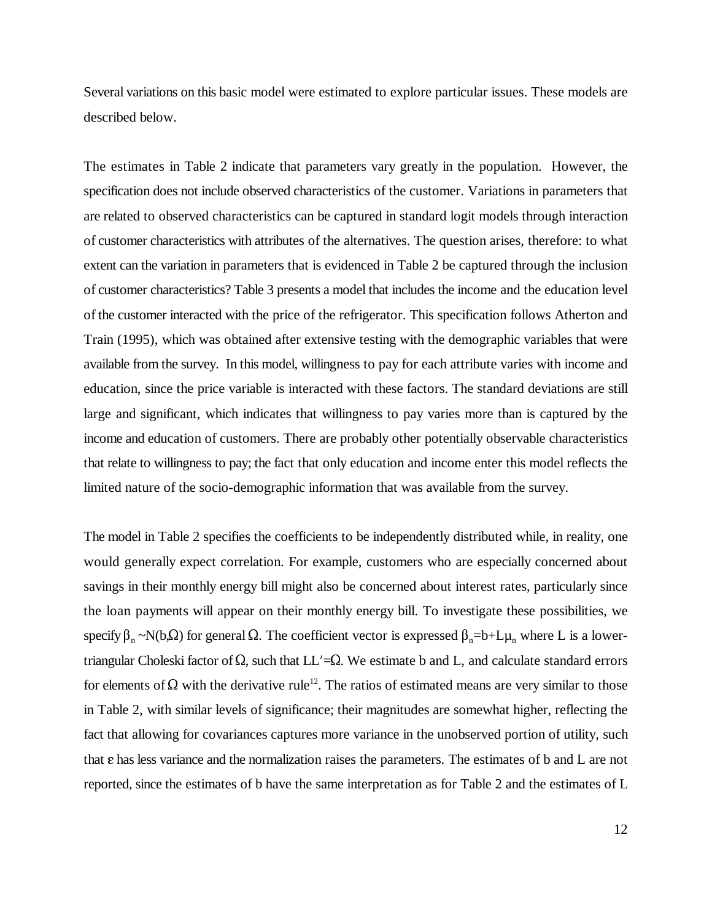Several variations on this basic model were estimated to explore particular issues. These models are described below.

The estimates in Table 2 indicate that parameters vary greatly in the population. However, the specification does not include observed characteristics of the customer. Variations in parameters that are related to observed characteristics can be captured in standard logit models through interaction of customer characteristics with attributes of the alternatives. The question arises, therefore: to what extent can the variation in parameters that is evidenced in Table 2 be captured through the inclusion of customer characteristics? Table 3 presents a model that includes the income and the education level of the customer interacted with the price of the refrigerator. This specification follows Atherton and Train (1995), which was obtained after extensive testing with the demographic variables that were available from the survey. In this model, willingness to pay for each attribute varies with income and education, since the price variable is interacted with these factors. The standard deviations are still large and significant, which indicates that willingness to pay varies more than is captured by the income and education of customers. There are probably other potentially observable characteristics that relate to willingness to pay; the fact that only education and income enter this model reflects the limited nature of the socio-demographic information that was available from the survey.

The model in Table 2 specifies the coefficients to be independently distributed while, in reality, one would generally expect correlation. For example, customers who are especially concerned about savings in their monthly energy bill might also be concerned about interest rates, particularly since the loan payments will appear on their monthly energy bill. To investigate these possibilities, we specify $\beta_n \sim N(b,\Omega)$ for general $\Omega$. The coefficient vector is expressed $\beta_n = b + L\mu_n$ where L is a lower-triangular Choleski factor of $\Omega$, such that $LL' = \Omega$. We estimate b and L, and calculate standard errors for elements of $\Omega$ with the derivative rule[12]. The ratios of estimated means are very similar to those in Table 2, with similar levels of significance; their magnitudes are somewhat higher, reflecting the fact that allowing for covariances captures more variance in the unobserved portion of utility, such that $\varepsilon$ has less variance and the normalization raises the parameters. The estimates of b and L are not reported, since the estimates of b have the same interpretation as for Table 2 and the estimates of L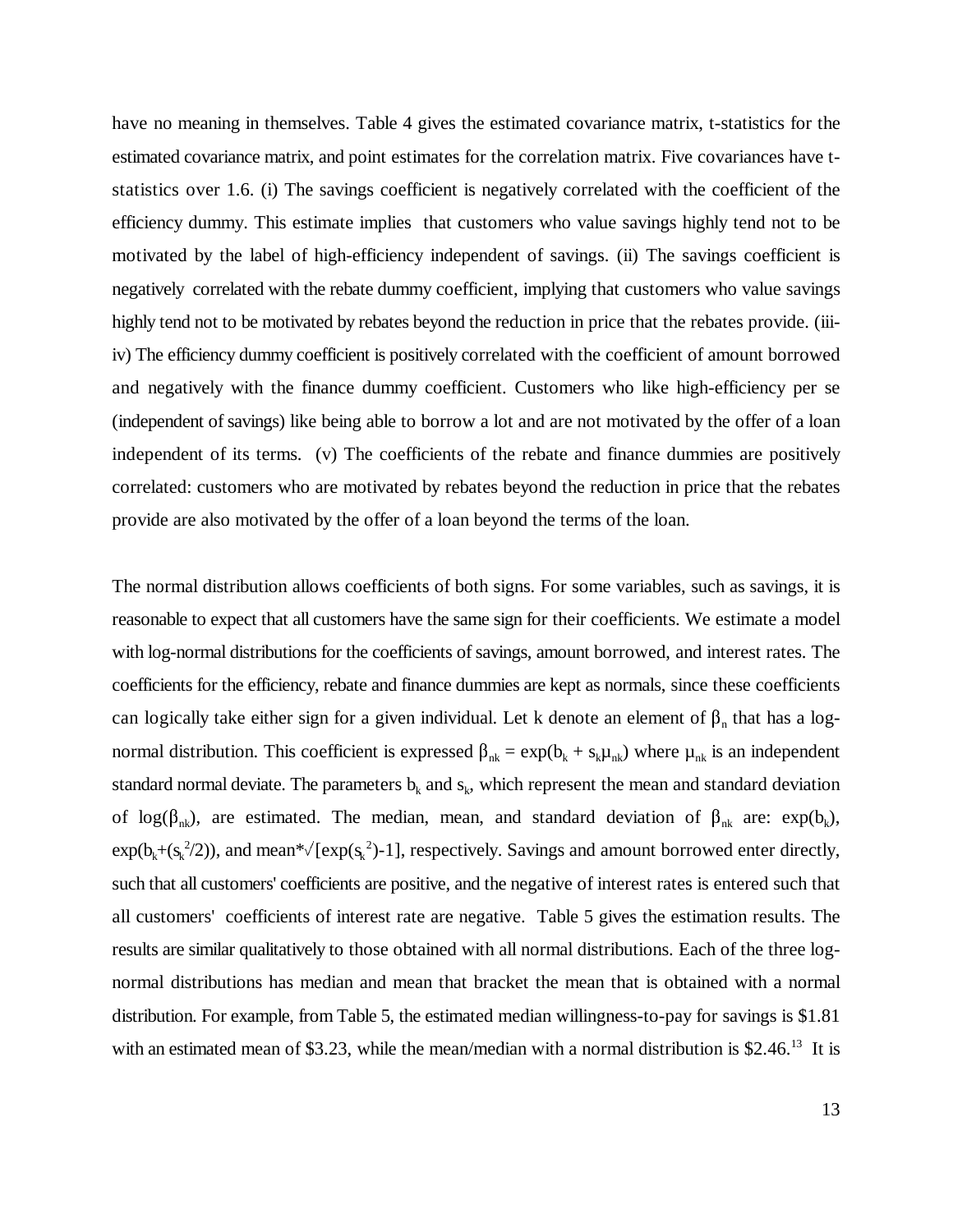have no meaning in themselves. Table 4 gives the estimated covariance matrix, t-statistics for the estimated covariance matrix, and point estimates for the correlation matrix. Five covariances have t-statistics over 1.6. (i) The savings coefficient is negatively correlated with the coefficient of the efficiency dummy. This estimate implies that customers who value savings highly tend not to be motivated by the label of high-efficiency independent of savings. (ii) The savings coefficient is negatively correlated with the rebate dummy coefficient, implying that customers who value savings highly tend not to be motivated by rebates beyond the reduction in price that the rebates provide. (iii-iv) The efficiency dummy coefficient is positively correlated with the coefficient of amount borrowed and negatively with the finance dummy coefficient. Customers who like high-efficiency per se (independent of savings) like being able to borrow a lot and are not motivated by the offer of a loan independent of its terms. (v) The coefficients of the rebate and finance dummies are positively correlated: customers who are motivated by rebates beyond the reduction in price that the rebates provide are also motivated by the offer of a loan beyond the terms of the loan.

The normal distribution allows coefficients of both signs. For some variables, such as savings, it is reasonable to expect that all customers have the same sign for their coefficients. We estimate a model with log-normal distributions for the coefficients of savings, amount borrowed, and interest rates. The coefficients for the efficiency, rebate and finance dummies are kept as normals, since these coefficients can logically take either sign for a given individual. Let k denote an element of $\beta_n$ that has a log-normal distribution. This coefficient is expressed $\beta_{nk} = \exp(b_k + s_k\mu_{nk})$ where $\mu_{nk}$ is an independent standard normal deviate. The parameters $b_k$ and $s_k$, which represent the mean and standard deviation of $\log(\beta_{nk})$, are estimated. The median, mean, and standard deviation of $\beta_{nk}$ are: $\exp(b_k)$, $\exp(b_k+(s_k^2/2))$, and mean$*\sqrt{[\exp(s_k^2)-1]}$, respectively. Savings and amount borrowed enter directly, such that all customers' coefficients are positive, and the negative of interest rates is entered such that all customers' coefficients of interest rate are negative. Table 5 gives the estimation results. The results are similar qualitatively to those obtained with all normal distributions. Each of the three log-normal distributions has median and mean that bracket the mean that is obtained with a normal distribution. For example, from Table 5, the estimated median willingness-to-pay for savings is \$1.81 with an estimated mean of \$3.23, while the mean/median with a normal distribution is \$2.46.[13] It is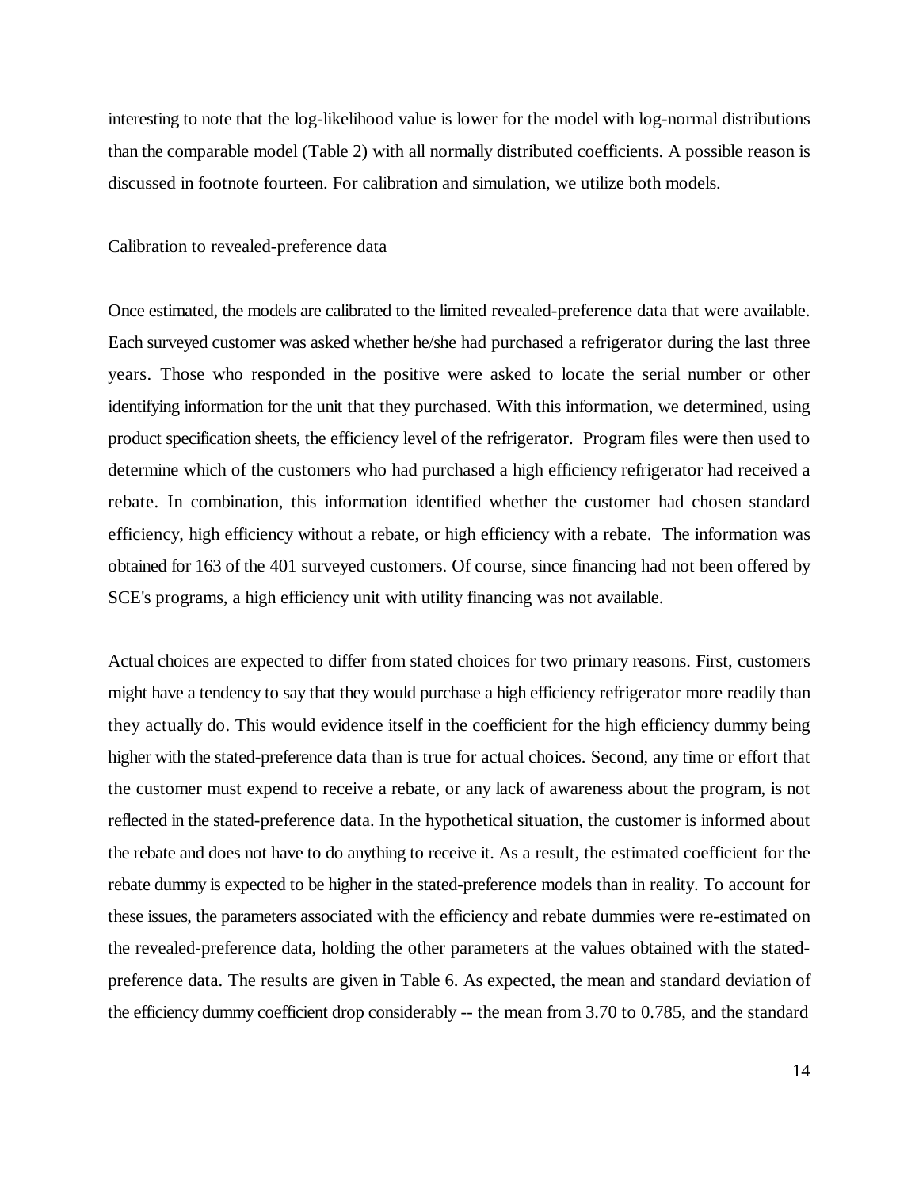interesting to note that the log-likelihood value is lower for the model with log-normal distributions than the comparable model (Table 2) with all normally distributed coefficients. A possible reason is discussed in footnote fourteen. For calibration and simulation, we utilize both models.

## Calibration to revealed-preference data

Once estimated, the models are calibrated to the limited revealed-preference data that were available. Each surveyed customer was asked whether he/she had purchased a refrigerator during the last three years. Those who responded in the positive were asked to locate the serial number or other identifying information for the unit that they purchased. With this information, we determined, using product specification sheets, the efficiency level of the refrigerator. Program files were then used to determine which of the customers who had purchased a high efficiency refrigerator had received a rebate. In combination, this information identified whether the customer had chosen standard efficiency, high efficiency without a rebate, or high efficiency with a rebate. The information was obtained for 163 of the 401 surveyed customers. Of course, since financing had not been offered by SCE's programs, a high efficiency unit with utility financing was not available.

Actual choices are expected to differ from stated choices for two primary reasons. First, customers might have a tendency to say that they would purchase a high efficiency refrigerator more readily than they actually do. This would evidence itself in the coefficient for the high efficiency dummy being higher with the stated-preference data than is true for actual choices. Second, any time or effort that the customer must expend to receive a rebate, or any lack of awareness about the program, is not reflected in the stated-preference data. In the hypothetical situation, the customer is informed about the rebate and does not have to do anything to receive it. As a result, the estimated coefficient for the rebate dummy is expected to be higher in the stated-preference models than in reality. To account for these issues, the parameters associated with the efficiency and rebate dummies were re-estimated on the revealed-preference data, holding the other parameters at the values obtained with the stated-preference data. The results are given in Table 6. As expected, the mean and standard deviation of the efficiency dummy coefficient drop considerably -- the mean from 3.70 to 0.785, and the standard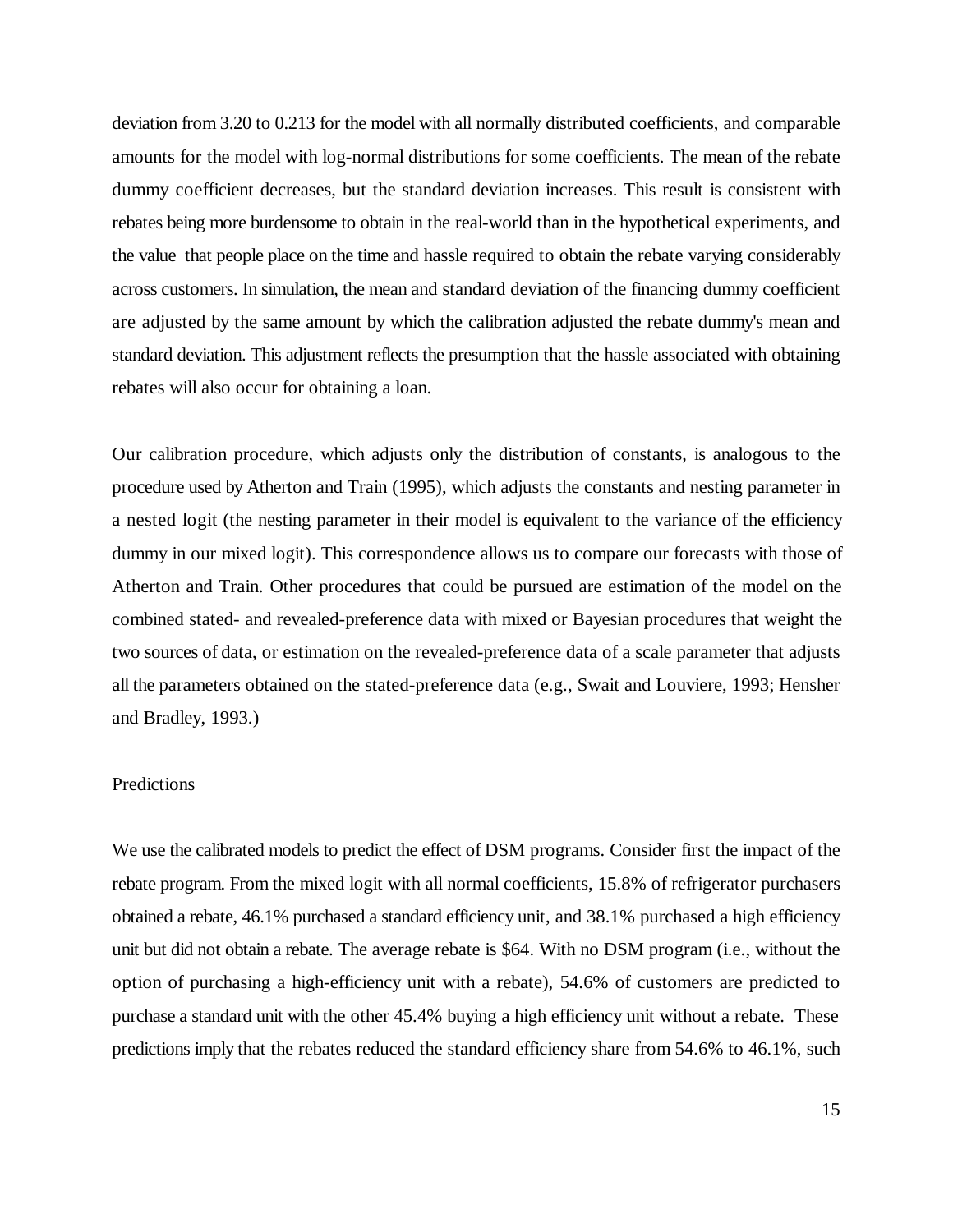deviation from 3.20 to 0.213 for the model with all normally distributed coefficients, and comparable amounts for the model with log-normal distributions for some coefficients. The mean of the rebate dummy coefficient decreases, but the standard deviation increases. This result is consistent with rebates being more burdensome to obtain in the real-world than in the hypothetical experiments, and the value that people place on the time and hassle required to obtain the rebate varying considerably across customers. In simulation, the mean and standard deviation of the financing dummy coefficient are adjusted by the same amount by which the calibration adjusted the rebate dummy's mean and standard deviation. This adjustment reflects the presumption that the hassle associated with obtaining rebates will also occur for obtaining a loan.

Our calibration procedure, which adjusts only the distribution of constants, is analogous to the procedure used by Atherton and Train (1995), which adjusts the constants and nesting parameter in a nested logit (the nesting parameter in their model is equivalent to the variance of the efficiency dummy in our mixed logit). This correspondence allows us to compare our forecasts with those of Atherton and Train. Other procedures that could be pursued are estimation of the model on the combined stated- and revealed-preference data with mixed or Bayesian procedures that weight the two sources of data, or estimation on the revealed-preference data of a scale parameter that adjusts all the parameters obtained on the stated-preference data (e.g., Swait and Louviere, 1993; Hensher and Bradley, 1993.)

Predictions

We use the calibrated models to predict the effect of DSM programs. Consider first the impact of the rebate program. From the mixed logit with all normal coefficients, 15.8% of refrigerator purchasers obtained a rebate, 46.1% purchased a standard efficiency unit, and 38.1% purchased a high efficiency unit but did not obtain a rebate. The average rebate is $64. With no DSM program (i.e., without the option of purchasing a high-efficiency unit with a rebate), 54.6% of customers are predicted to purchase a standard unit with the other 45.4% buying a high efficiency unit without a rebate. These predictions imply that the rebates reduced the standard efficiency share from 54.6% to 46.1%, such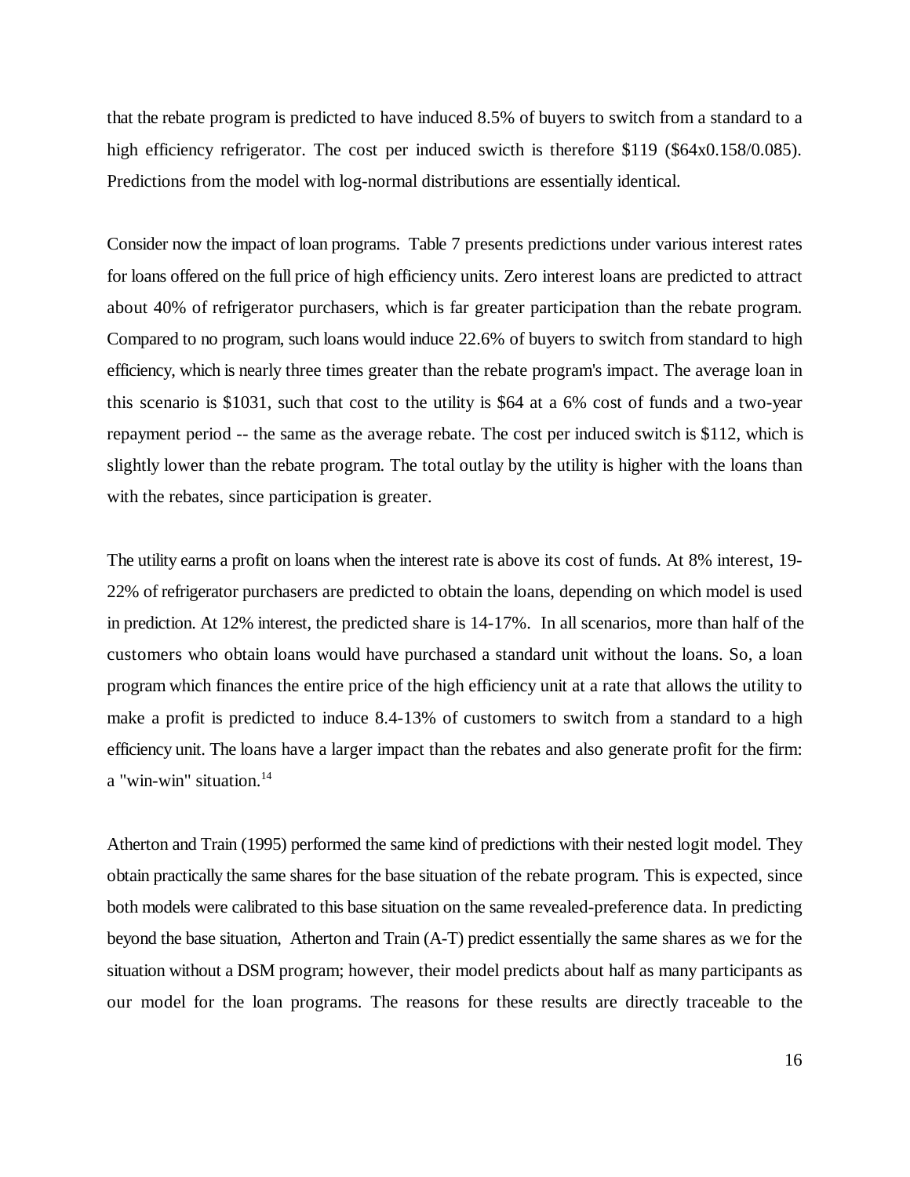that the rebate program is predicted to have induced 8.5% of buyers to switch from a standard to a high efficiency refrigerator. The cost per induced swicth is therefore $119 ($64x0.158/0.085). Predictions from the model with log-normal distributions are essentially identical.

Consider now the impact of loan programs. Table 7 presents predictions under various interest rates for loans offered on the full price of high efficiency units. Zero interest loans are predicted to attract about 40% of refrigerator purchasers, which is far greater participation than the rebate program. Compared to no program, such loans would induce 22.6% of buyers to switch from standard to high efficiency, which is nearly three times greater than the rebate program's impact. The average loan in this scenario is $1031, such that cost to the utility is $64 at a 6% cost of funds and a two-year repayment period -- the same as the average rebate. The cost per induced switch is $112, which is slightly lower than the rebate program. The total outlay by the utility is higher with the loans than with the rebates, since participation is greater.

The utility earns a profit on loans when the interest rate is above its cost of funds. At 8% interest, 19-22% of refrigerator purchasers are predicted to obtain the loans, depending on which model is used in prediction. At 12% interest, the predicted share is 14-17%. In all scenarios, more than half of the customers who obtain loans would have purchased a standard unit without the loans. So, a loan program which finances the entire price of the high efficiency unit at a rate that allows the utility to make a profit is predicted to induce 8.4-13% of customers to switch from a standard to a high efficiency unit. The loans have a larger impact than the rebates and also generate profit for the firm: a "win-win" situation.[14]

Atherton and Train (1995) performed the same kind of predictions with their nested logit model. They obtain practically the same shares for the base situation of the rebate program. This is expected, since both models were calibrated to this base situation on the same revealed-preference data. In predicting beyond the base situation, Atherton and Train (A-T) predict essentially the same shares as we for the situation without a DSM program; however, their model predicts about half as many participants as our model for the loan programs. The reasons for these results are directly traceable to the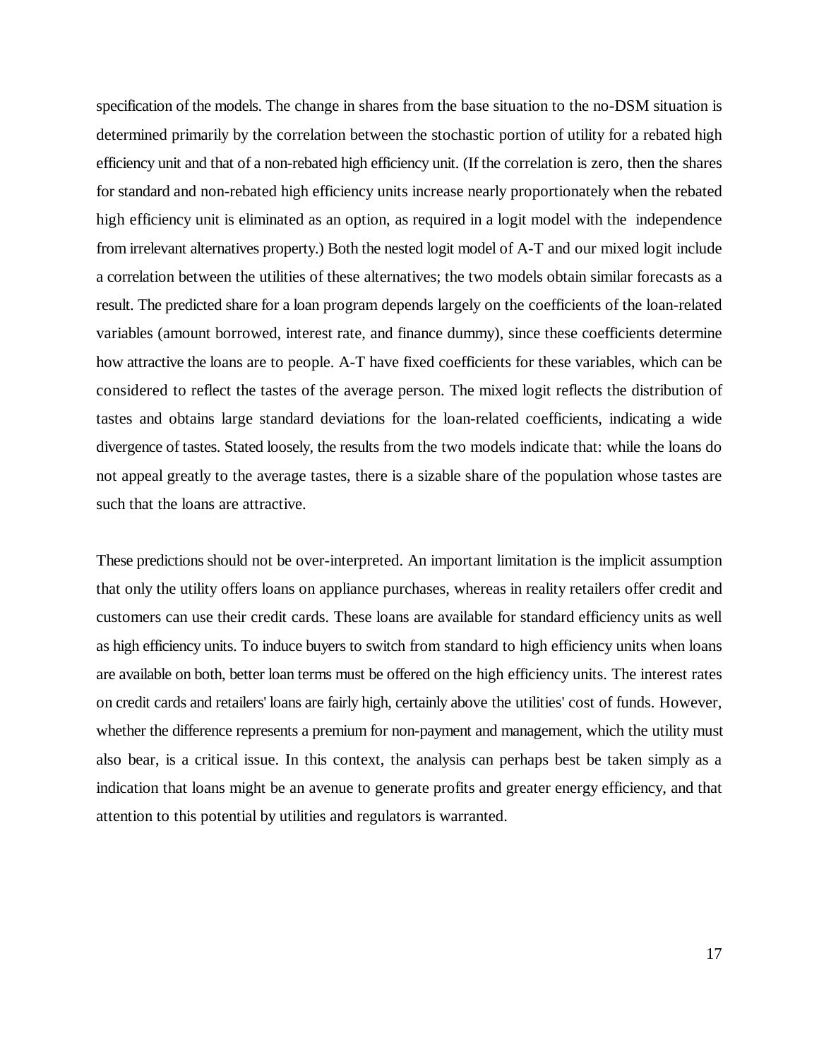specification of the models. The change in shares from the base situation to the no-DSM situation is determined primarily by the correlation between the stochastic portion of utility for a rebated high efficiency unit and that of a non-rebated high efficiency unit. (If the correlation is zero, then the shares for standard and non-rebated high efficiency units increase nearly proportionately when the rebated high efficiency unit is eliminated as an option, as required in a logit model with the independence from irrelevant alternatives property.) Both the nested logit model of A-T and our mixed logit include a correlation between the utilities of these alternatives; the two models obtain similar forecasts as a result. The predicted share for a loan program depends largely on the coefficients of the loan-related variables (amount borrowed, interest rate, and finance dummy), since these coefficients determine how attractive the loans are to people. A-T have fixed coefficients for these variables, which can be considered to reflect the tastes of the average person. The mixed logit reflects the distribution of tastes and obtains large standard deviations for the loan-related coefficients, indicating a wide divergence of tastes. Stated loosely, the results from the two models indicate that: while the loans do not appeal greatly to the average tastes, there is a sizable share of the population whose tastes are such that the loans are attractive.

These predictions should not be over-interpreted. An important limitation is the implicit assumption that only the utility offers loans on appliance purchases, whereas in reality retailers offer credit and customers can use their credit cards. These loans are available for standard efficiency units as well as high efficiency units. To induce buyers to switch from standard to high efficiency units when loans are available on both, better loan terms must be offered on the high efficiency units. The interest rates on credit cards and retailers' loans are fairly high, certainly above the utilities' cost of funds. However, whether the difference represents a premium for non-payment and management, which the utility must also bear, is a critical issue. In this context, the analysis can perhaps best be taken simply as a indication that loans might be an avenue to generate profits and greater energy efficiency, and that attention to this potential by utilities and regulators is warranted.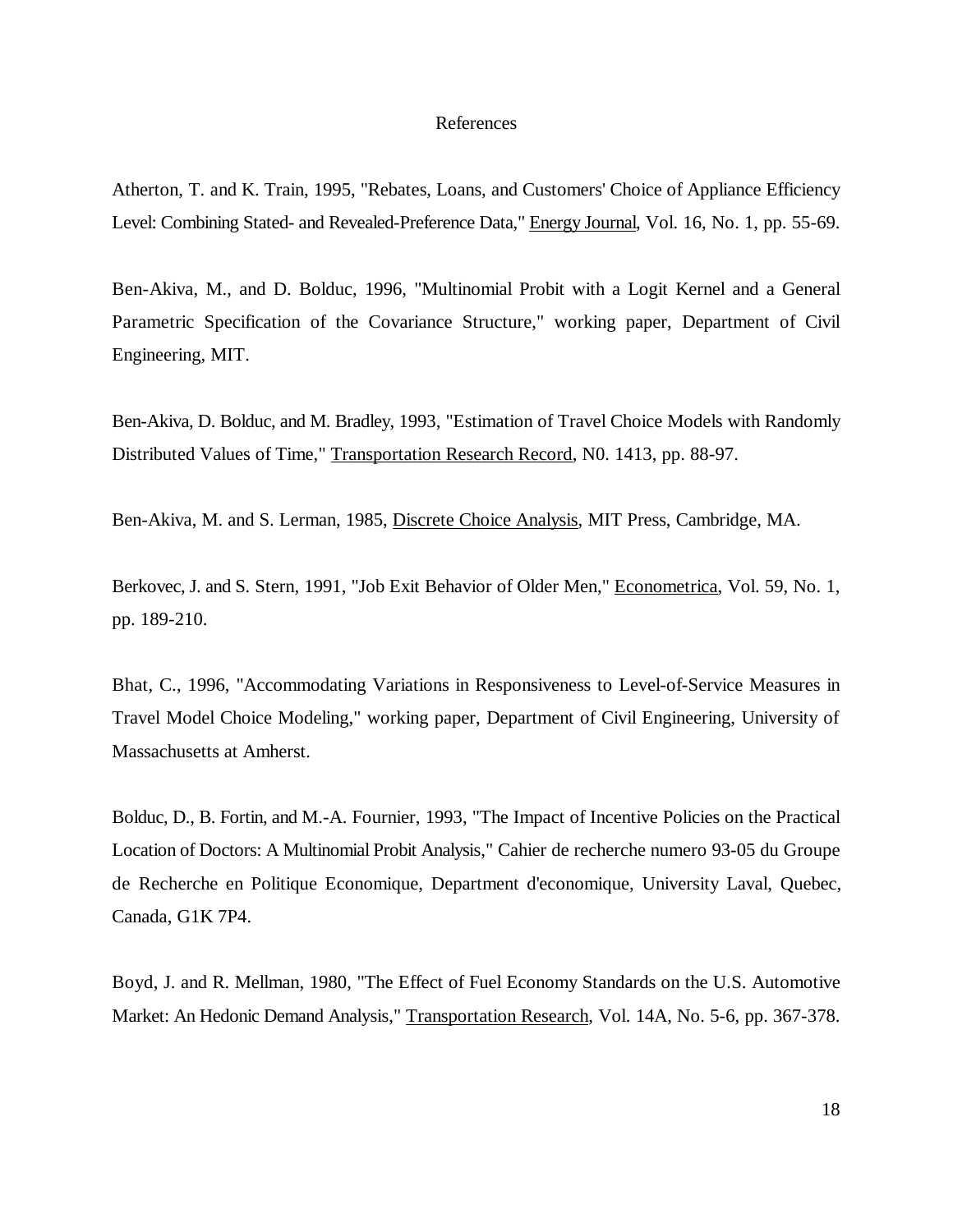# References

Atherton, T. and K. Train, 1995, "Rebates, Loans, and Customers' Choice of Appliance Efficiency Level: Combining Stated- and Revealed-Preference Data," Energy Journal, Vol. 16, No. 1, pp. 55-69.

Ben-Akiva, M., and D. Bolduc, 1996, "Multinomial Probit with a Logit Kernel and a General Parametric Specification of the Covariance Structure," working paper, Department of Civil Engineering, MIT.

Ben-Akiva, D. Bolduc, and M. Bradley, 1993, "Estimation of Travel Choice Models with Randomly Distributed Values of Time," Transportation Research Record, N0. 1413, pp. 88-97.

Ben-Akiva, M. and S. Lerman, 1985, Discrete Choice Analysis, MIT Press, Cambridge, MA.

Berkovec, J. and S. Stern, 1991, "Job Exit Behavior of Older Men," Econometrica, Vol. 59, No. 1, pp. 189-210.

Bhat, C., 1996, "Accommodating Variations in Responsiveness to Level-of-Service Measures in Travel Model Choice Modeling," working paper, Department of Civil Engineering, University of Massachusetts at Amherst.

Bolduc, D., B. Fortin, and M.-A. Fournier, 1993, "The Impact of Incentive Policies on the Practical Location of Doctors: A Multinomial Probit Analysis," Cahier de recherche numero 93-05 du Groupe de Recherche en Politique Economique, Department d'economique, University Laval, Quebec, Canada, G1K 7P4.

Boyd, J. and R. Mellman, 1980, "The Effect of Fuel Economy Standards on the U.S. Automotive Market: An Hedonic Demand Analysis," Transportation Research, Vol. 14A, No. 5-6, pp. 367-378.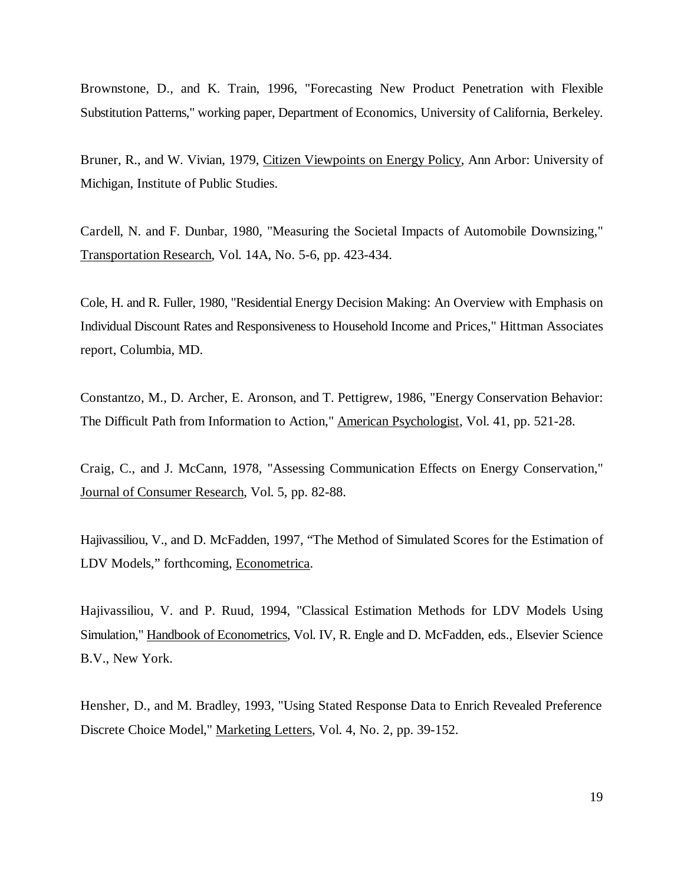Brownstone, D., and K. Train, 1996, "Forecasting New Product Penetration with Flexible Substitution Patterns," working paper, Department of Economics, University of California, Berkeley.

Bruner, R., and W. Vivian, 1979, Citizen Viewpoints on Energy Policy, Ann Arbor: University of Michigan, Institute of Public Studies.

Cardell, N. and F. Dunbar, 1980, "Measuring the Societal Impacts of Automobile Downsizing," Transportation Research, Vol. 14A, No. 5-6, pp. 423-434.

Cole, H. and R. Fuller, 1980, "Residential Energy Decision Making: An Overview with Emphasis on Individual Discount Rates and Responsiveness to Household Income and Prices," Hittman Associates report, Columbia, MD.

Constantzo, M., D. Archer, E. Aronson, and T. Pettigrew, 1986, "Energy Conservation Behavior: The Difficult Path from Information to Action," American Psychologist, Vol. 41, pp. 521-28.

Craig, C., and J. McCann, 1978, "Assessing Communication Effects on Energy Conservation," Journal of Consumer Research, Vol. 5, pp. 82-88.

Hajivassiliou, V., and D. McFadden, 1997, "The Method of Simulated Scores for the Estimation of LDV Models," forthcoming, Econometrica.

Hajivassiliou, V. and P. Ruud, 1994, "Classical Estimation Methods for LDV Models Using Simulation," Handbook of Econometrics, Vol. IV, R. Engle and D. McFadden, eds., Elsevier Science B.V., New York.

Hensher, D., and M. Bradley, 1993, "Using Stated Response Data to Enrich Revealed Preference Discrete Choice Model," Marketing Letters, Vol. 4, No. 2, pp. 39-152.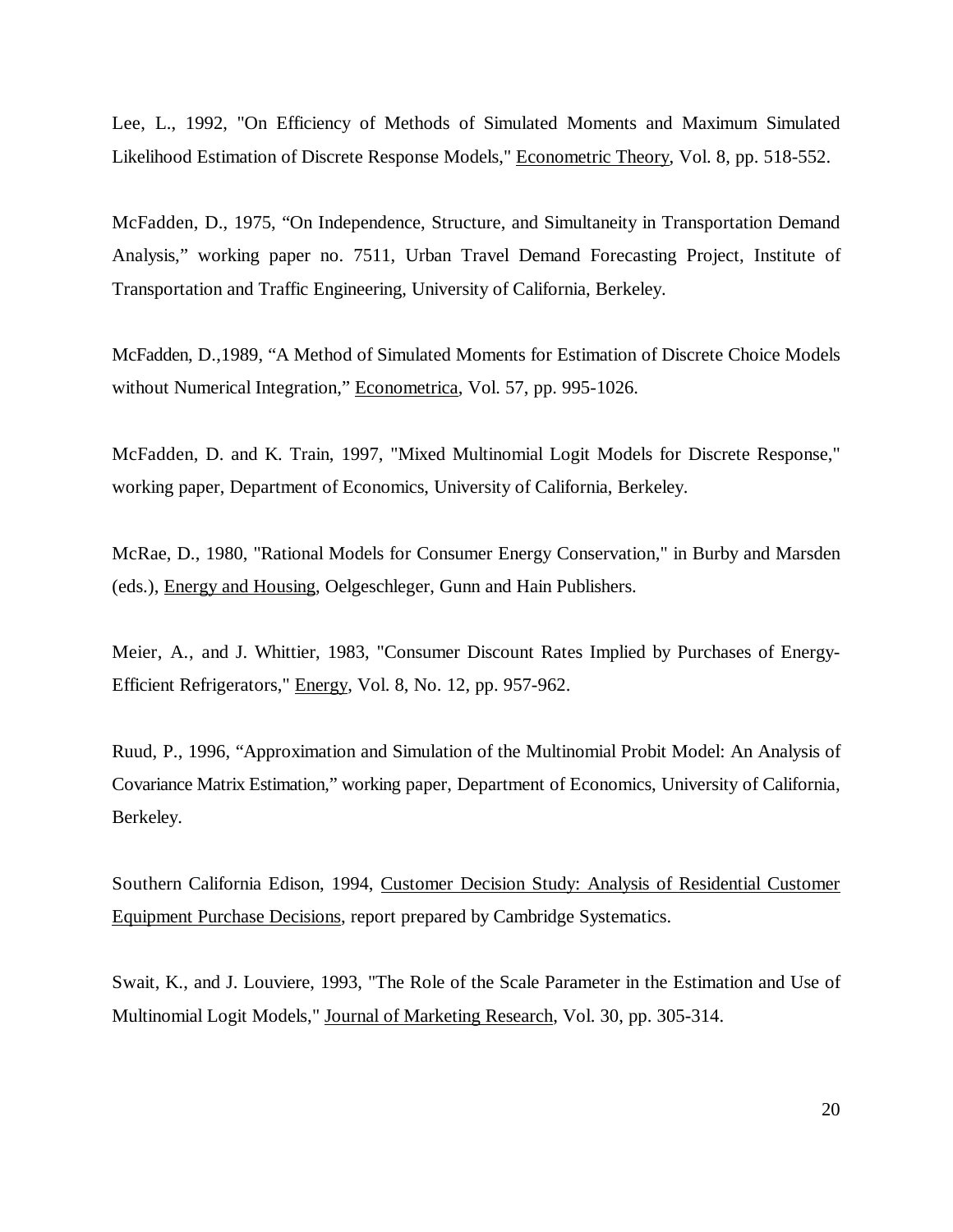Lee, L., 1992, "On Efficiency of Methods of Simulated Moments and Maximum Simulated Likelihood Estimation of Discrete Response Models," Econometric Theory, Vol. 8, pp. 518-552.

McFadden, D., 1975, "On Independence, Structure, and Simultaneity in Transportation Demand Analysis," working paper no. 7511, Urban Travel Demand Forecasting Project, Institute of Transportation and Traffic Engineering, University of California, Berkeley.

McFadden, D.,1989, "A Method of Simulated Moments for Estimation of Discrete Choice Models without Numerical Integration," Econometrica, Vol. 57, pp. 995-1026.

McFadden, D. and K. Train, 1997, "Mixed Multinomial Logit Models for Discrete Response," working paper, Department of Economics, University of California, Berkeley.

McRae, D., 1980, "Rational Models for Consumer Energy Conservation," in Burby and Marsden (eds.), Energy and Housing, Oelgeschleger, Gunn and Hain Publishers.

Meier, A., and J. Whittier, 1983, "Consumer Discount Rates Implied by Purchases of Energy-Efficient Refrigerators," Energy, Vol. 8, No. 12, pp. 957-962.

Ruud, P., 1996, "Approximation and Simulation of the Multinomial Probit Model: An Analysis of Covariance Matrix Estimation," working paper, Department of Economics, University of California, Berkeley.

Southern California Edison, 1994, Customer Decision Study: Analysis of Residential Customer Equipment Purchase Decisions, report prepared by Cambridge Systematics.

Swait, K., and J. Louviere, 1993, "The Role of the Scale Parameter in the Estimation and Use of Multinomial Logit Models," Journal of Marketing Research, Vol. 30, pp. 305-314.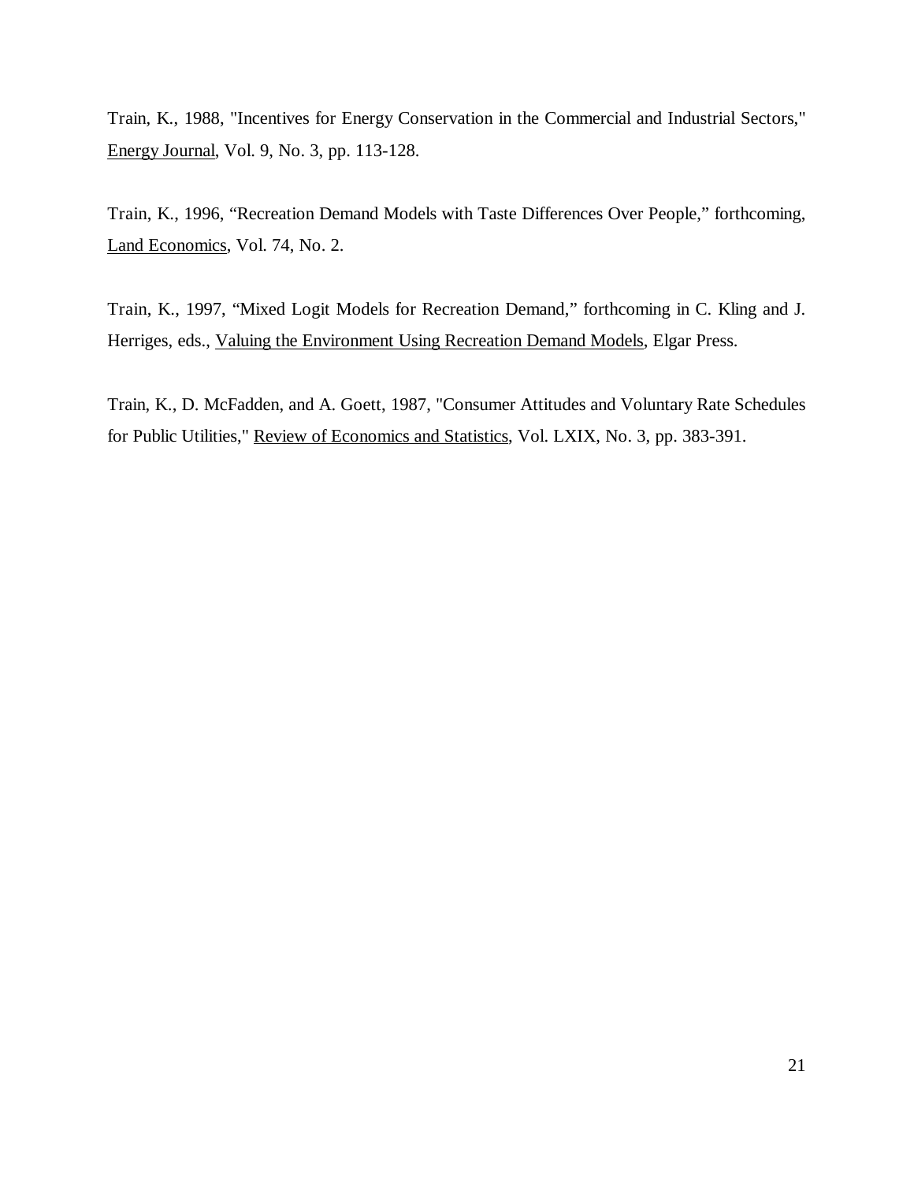Train, K., 1988, "Incentives for Energy Conservation in the Commercial and Industrial Sectors," Energy Journal, Vol. 9, No. 3, pp. 113-128.

Train, K., 1996, “Recreation Demand Models with Taste Differences Over People,” forthcoming, Land Economics, Vol. 74, No. 2.

Train, K., 1997, “Mixed Logit Models for Recreation Demand,” forthcoming in C. Kling and J. Herriges, eds., Valuing the Environment Using Recreation Demand Models, Elgar Press.

Train, K., D. McFadden, and A. Goett, 1987, "Consumer Attitudes and Voluntary Rate Schedules for Public Utilities," Review of Economics and Statistics, Vol. LXIX, No. 3, pp. 383-391.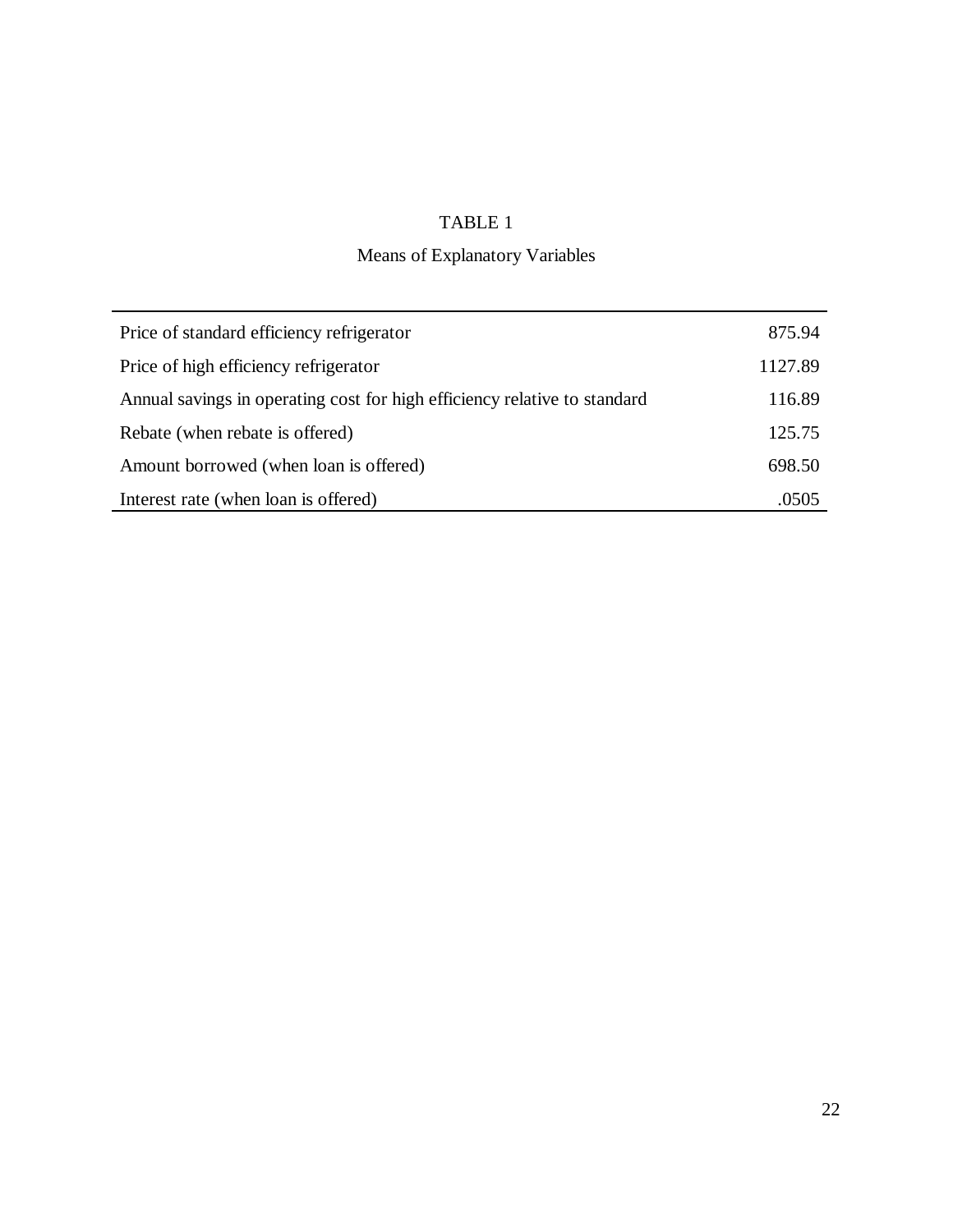TABLE 1

Means of Explanatory Variables

| | |
|---|---|
| Price of standard efficiency refrigerator | 875.94 |
| Price of high efficiency refrigerator | 1127.89 |
| Annual savings in operating cost for high efficiency relative to standard | 116.89 |
| Rebate (when rebate is offered) | 125.75 |
| Amount borrowed (when loan is offered) | 698.50 |
| Interest rate (when loan is offered) | .0505 |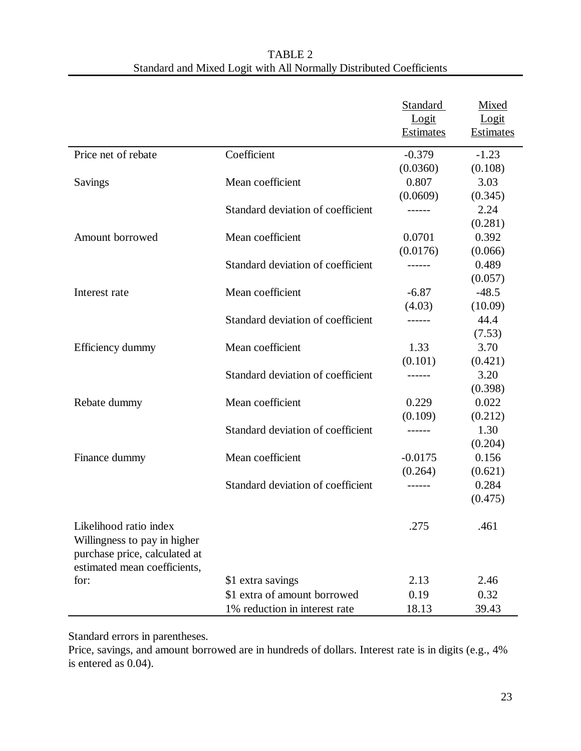TABLE 2
Standard and Mixed Logit with All Normally Distributed Coefficients

| | | Standard Logit Estimates | Mixed Logit Estimates |
|---|---|---|---|
| Price net of rebate | Coefficient | -0.379 | -1.23 |
| | | (0.0360) | (0.108) |
| Savings | Mean coefficient | 0.807 | 3.03 |
| | | (0.0609) | (0.345) |
| | Standard deviation of coefficient | ------ | 2.24 |
| | | | (0.281) |
| Amount borrowed | Mean coefficient | 0.0701 | 0.392 |
| | | (0.0176) | (0.066) |
| | Standard deviation of coefficient | ------ | 0.489 |
| | | | (0.057) |
| Interest rate | Mean coefficient | -6.87 | -48.5 |
| | | (4.03) | (10.09) |
| | Standard deviation of coefficient | ------ | 44.4 |
| | | | (7.53) |
| Efficiency dummy | Mean coefficient | 1.33 | 3.70 |
| | | (0.101) | (0.421) |
| | Standard deviation of coefficient | ------ | 3.20 |
| | | | (0.398) |
| Rebate dummy | Mean coefficient | 0.229 | 0.022 |
| | | (0.109) | (0.212) |
| | Standard deviation of coefficient | ------ | 1.30 |
| | | | (0.204) |
| Finance dummy | Mean coefficient | -0.0175 | 0.156 |
| | | (0.264) | (0.621) |
| | Standard deviation of coefficient | ------ | 0.284 |
| | | | (0.475) |
| Likelihood ratio index | | .275 | .461 |
| Willingness to pay in higher purchase price, calculated at estimated mean coefficients, for: | \$1 extra savings | 2.13 | 2.46 |
| | \$1 extra of amount borrowed | 0.19 | 0.32 |
| | 1% reduction in interest rate | 18.13 | 39.43 |

Standard errors in parentheses.

Price, savings, and amount borrowed are in hundreds of dollars. Interest rate is in digits (e.g., 4% is entered as 0.04).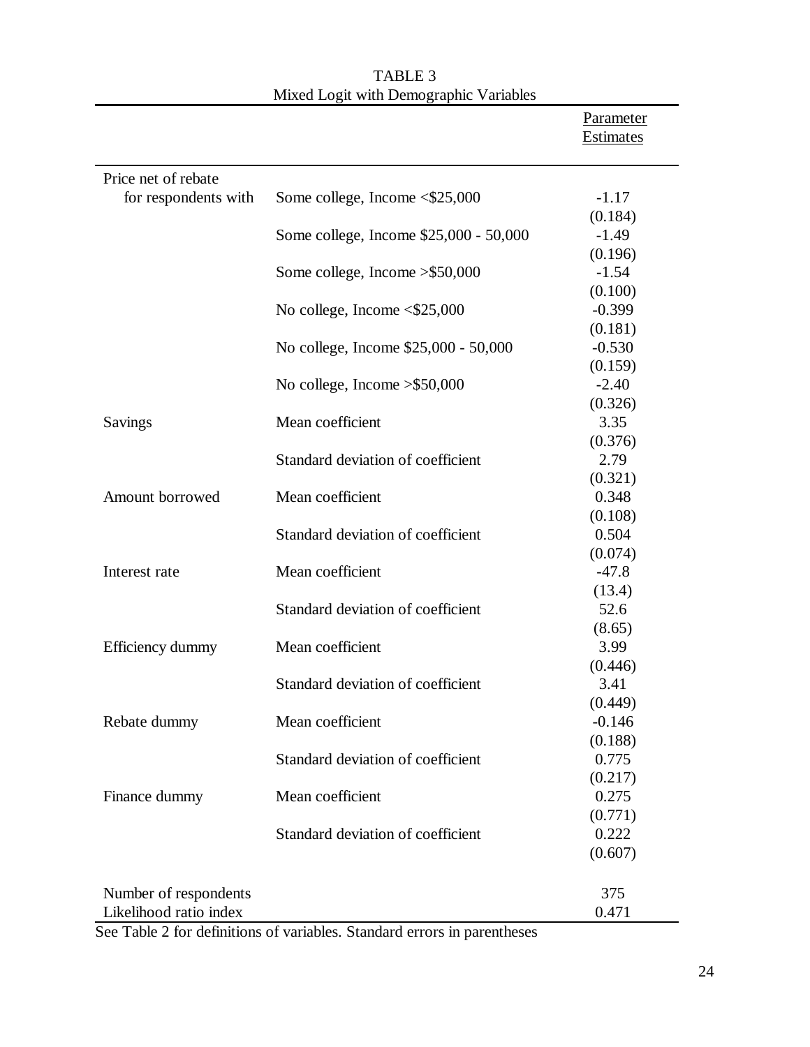TABLE 3
Mixed Logit with Demographic Variables

| | | Parameter Estimates |
|---|---|---|
| Price net of rebate for respondents with | Some college, Income <$25,000 | -1.17 |
| | | (0.184) |
| | Some college, Income $25,000 - 50,000 | -1.49 |
| | | (0.196) |
| | Some college, Income >$50,000 | -1.54 |
| | | (0.100) |
| | No college, Income <$25,000 | -0.399 |
| | | (0.181) |
| | No college, Income $25,000 - 50,000 | -0.530 |
| | | (0.159) |
| | No college, Income >$50,000 | -2.40 |
| | | (0.326) |
| Savings | Mean coefficient | 3.35 |
| | | (0.376) |
| | Standard deviation of coefficient | 2.79 |
| | | (0.321) |
| Amount borrowed | Mean coefficient | 0.348 |
| | | (0.108) |
| | Standard deviation of coefficient | 0.504 |
| | | (0.074) |
| Interest rate | Mean coefficient | -47.8 |
| | | (13.4) |
| | Standard deviation of coefficient | 52.6 |
| | | (8.65) |
| Efficiency dummy | Mean coefficient | 3.99 |
| | | (0.446) |
| | Standard deviation of coefficient | 3.41 |
| | | (0.449) |
| Rebate dummy | Mean coefficient | -0.146 |
| | | (0.188) |
| | Standard deviation of coefficient | 0.775 |
| | | (0.217) |
| Finance dummy | Mean coefficient | 0.275 |
| | | (0.771) |
| | Standard deviation of coefficient | 0.222 |
| | | (0.607) |
| Number of respondents | | 375 |
| Likelihood ratio index | | 0.471 |

See Table 2 for definitions of variables. Standard errors in parentheses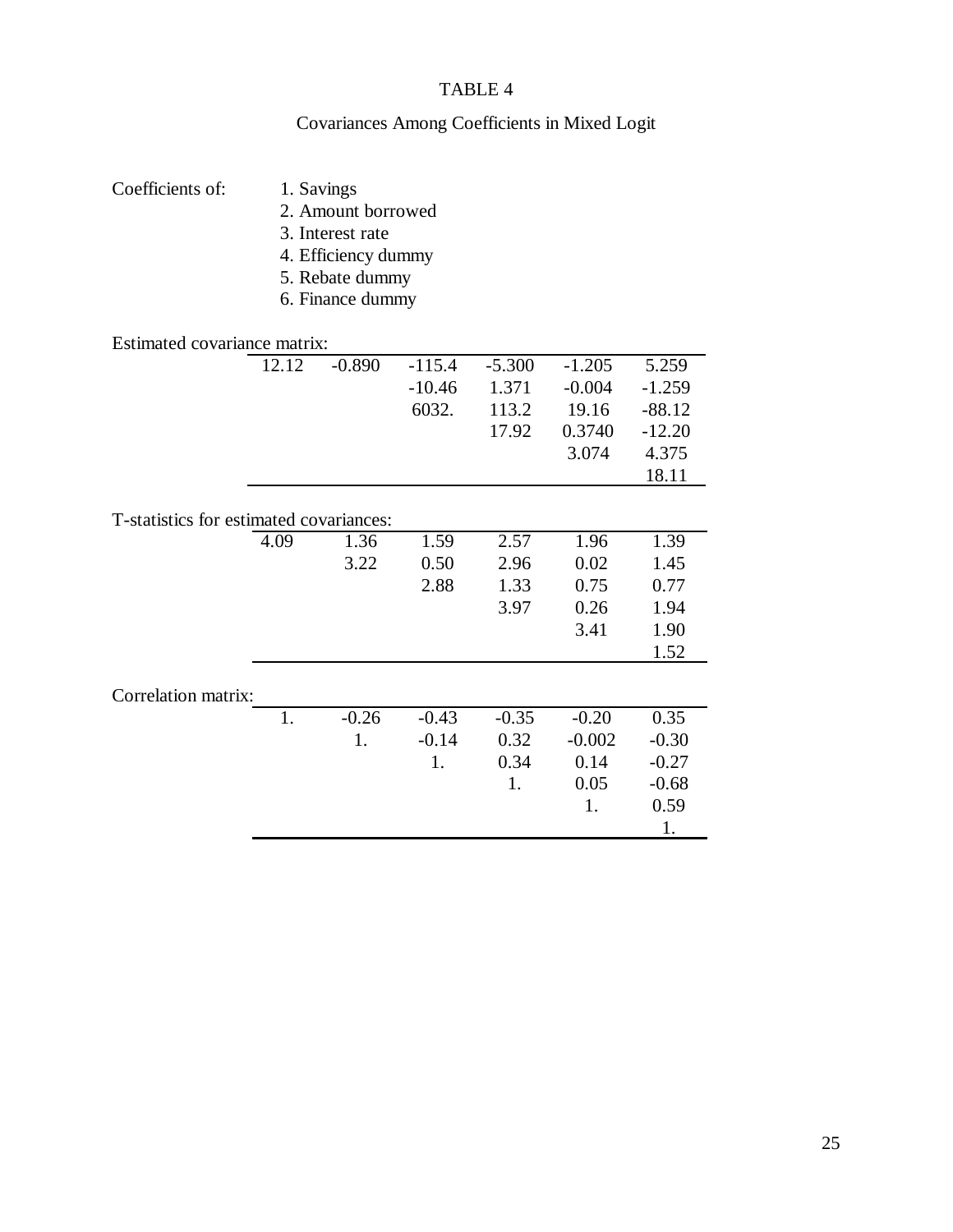# TABLE 4

## Covariances Among Coefficients in Mixed Logit

Coefficients of:

1. Savings
2. Amount borrowed
3. Interest rate
4. Efficiency dummy
5. Rebate dummy
6. Finance dummy

Estimated covariance matrix:

| | | | | | |
|---|---|---|---|---|---|
| 12.12 | -0.890 | -115.4 | -5.300 | -1.205 | 5.259 |
| | | -10.46 | 1.371 | -0.004 | -1.259 |
| | | 6032. | 113.2 | 19.16 | -88.12 |
| | | | 17.92 | 0.3740 | -12.20 |
| | | | | 3.074 | 4.375 |
| | | | | | 18.11 |

T-statistics for estimated covariances:

| | | | | | |
|---|---|---|---|---|---|
| 4.09 | 1.36 | 1.59 | 2.57 | 1.96 | 1.39 |
| | 3.22 | 0.50 | 2.96 | 0.02 | 1.45 |
| | | 2.88 | 1.33 | 0.75 | 0.77 |
| | | | 3.97 | 0.26 | 1.94 |
| | | | | 3.41 | 1.90 |
| | | | | | 1.52 |

Correlation matrix:

| | | | | | |
|---|---|---|---|---|---|
| 1. | -0.26 | -0.43 | -0.35 | -0.20 | 0.35 |
| | 1. | -0.14 | 0.32 | -0.002 | -0.30 |
| | | 1. | 0.34 | 0.14 | -0.27 |
| | | | 1. | 0.05 | -0.68 |
| | | | | 1. | 0.59 |
| | | | | | 1. |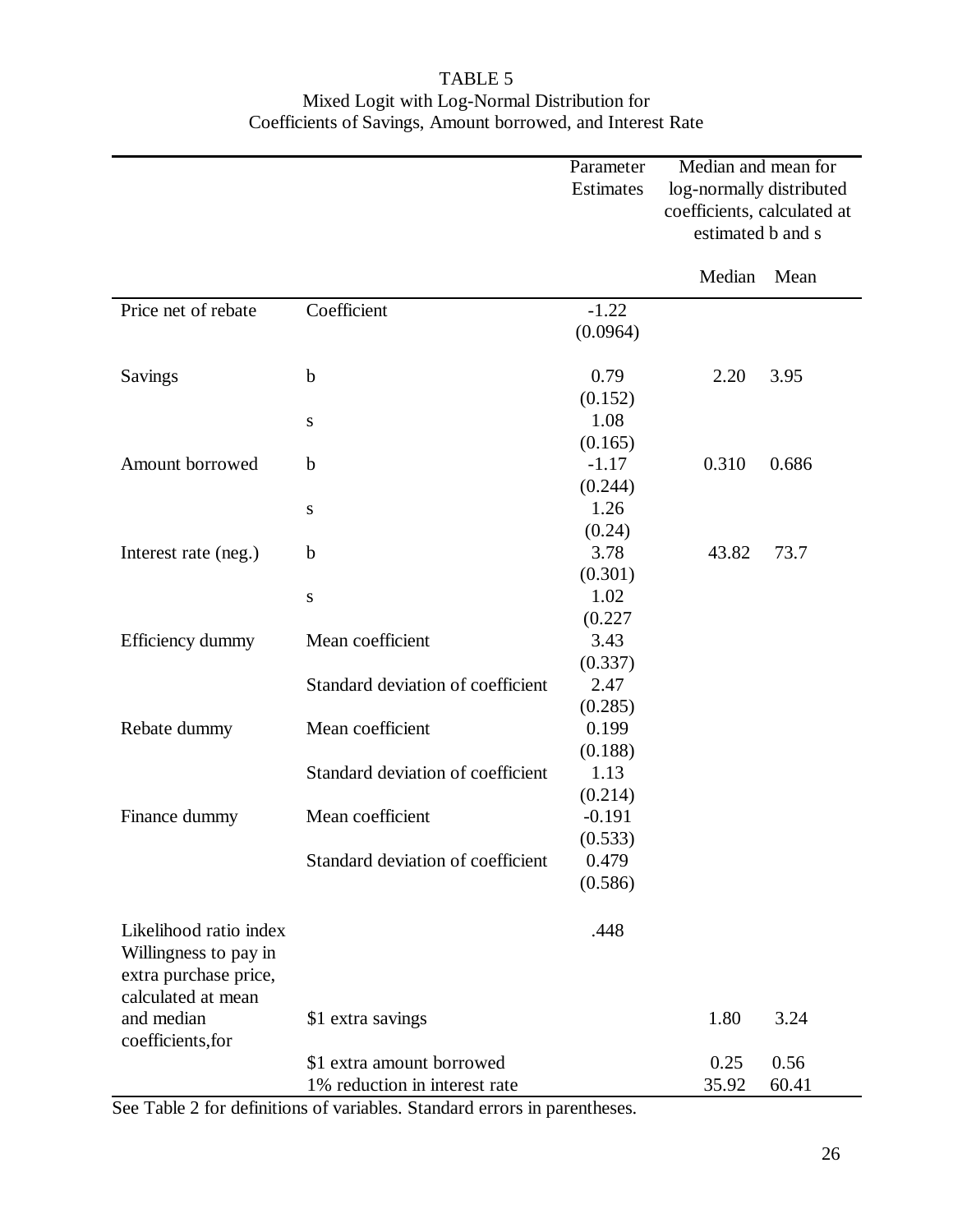TABLE 5
Mixed Logit with Log-Normal Distribution for
Coefficients of Savings, Amount borrowed, and Interest Rate

| | | Parameter Estimates | Median and mean for log-normally distributed coefficients, calculated at estimated b and s | |
|---|---|---|---|---|
| | | | Median | Mean |
| Price net of rebate | Coefficient | -1.22<br>(0.0964) | | |
| Savings | b | 0.79<br>(0.152) | 2.20 | 3.95 |
| | s | 1.08<br>(0.165) | | |
| Amount borrowed | b | -1.17<br>(0.244) | 0.310 | 0.686 |
| | s | 1.26<br>(0.24) | | |
| Interest rate (neg.) | b | 3.78<br>(0.301) | 43.82 | 73.7 |
| | s | 1.02<br>(0.227 | | |
| Efficiency dummy | Mean coefficient | 3.43<br>(0.337) | | |
| | Standard deviation of coefficient | 2.47<br>(0.285) | | |
| Rebate dummy | Mean coefficient | 0.199<br>(0.188) | | |
| | Standard deviation of coefficient | 1.13<br>(0.214) | | |
| Finance dummy | Mean coefficient | -0.191<br>(0.533) | | |
| | Standard deviation of coefficient | 0.479<br>(0.586) | | |
| Likelihood ratio index | | .448 | | |
| Willingness to pay in extra purchase price, calculated at mean and median coefficients,for | \$1 extra savings | | 1.80 | 3.24 |
| | \$1 extra amount borrowed | | 0.25 | 0.56 |
| | 1% reduction in interest rate | | 35.92 | 60.41 |

See Table 2 for definitions of variables. Standard errors in parentheses.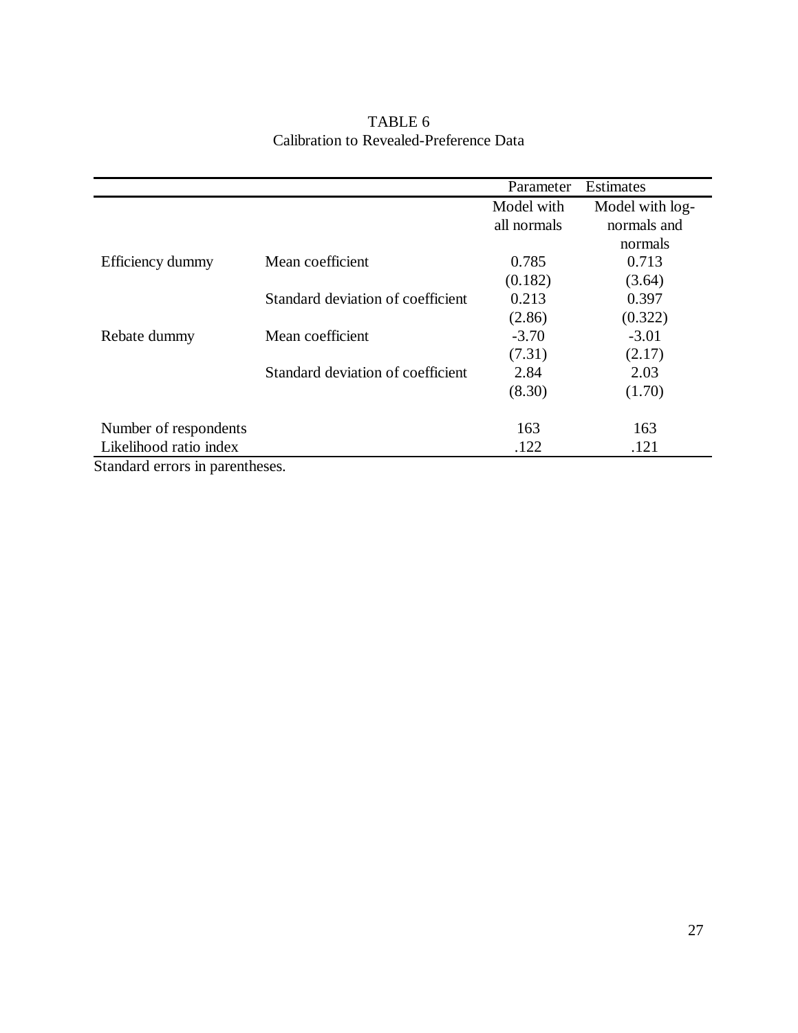TABLE 6

Calibration to Revealed-Preference Data

| | | Parameter Estimates | |
|---|---|---|---|
| | | Model with all normals | Model with log-normals and normals |
| Efficiency dummy | Mean coefficient | 0.785 | 0.713 |
| | | (0.182) | (3.64) |
| | Standard deviation of coefficient | 0.213 | 0.397 |
| | | (2.86) | (0.322) |
| Rebate dummy | Mean coefficient | -3.70 | -3.01 |
| | | (7.31) | (2.17) |
| | Standard deviation of coefficient | 2.84 | 2.03 |
| | | (8.30) | (1.70) |
| Number of respondents | | 163 | 163 |
| Likelihood ratio index | | .122 | .121 |

Standard errors in parentheses.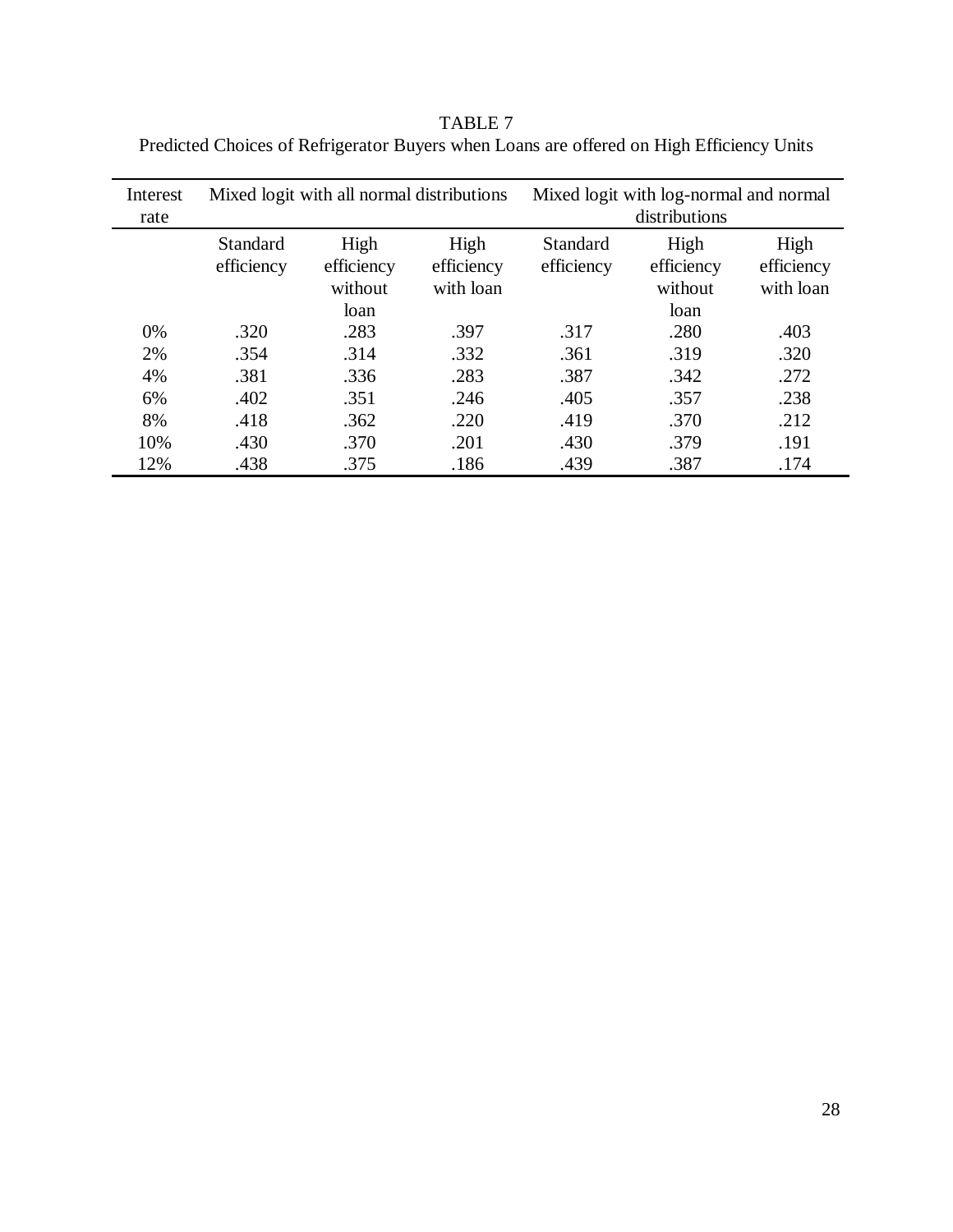TABLE 7

Predicted Choices of Refrigerator Buyers when Loans are offered on High Efficiency Units

| Interest rate | Mixed logit with all normal distributions | | | Mixed logit with log-normal and normal distributions | | |
|---|---|---|---|---|---|---|
| | Standard efficiency | High efficiency without loan | High efficiency with loan | Standard efficiency | High efficiency without loan | High efficiency with loan |
| 0% | .320 | .283 | .397 | .317 | .280 | .403 |
| 2% | .354 | .314 | .332 | .361 | .319 | .320 |
| 4% | .381 | .336 | .283 | .387 | .342 | .272 |
| 6% | .402 | .351 | .246 | .405 | .357 | .238 |
| 8% | .418 | .362 | .220 | .419 | .370 | .212 |
| 10% | .430 | .370 | .201 | .430 | .379 | .191 |
| 12% | .438 | .375 | .186 | .439 | .387 | .174 |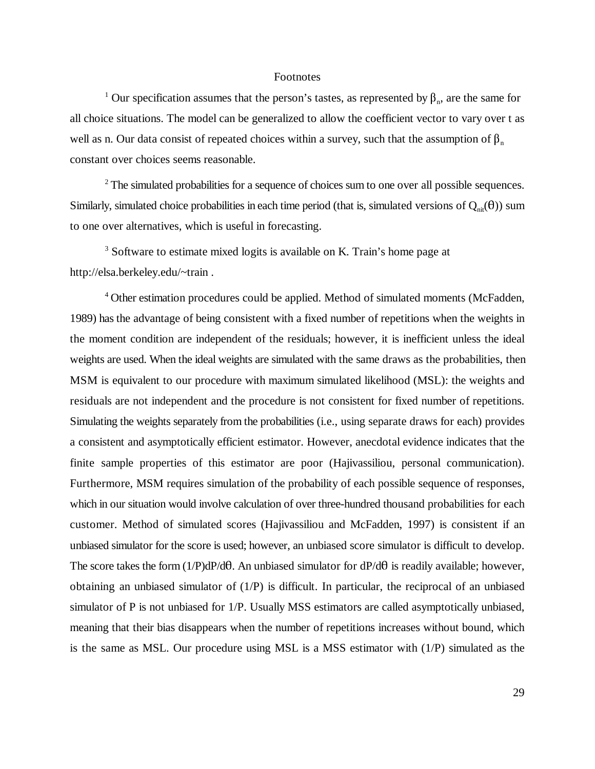# Footnotes

[1] Our specification assumes that the person's tastes, as represented by $\beta_n$, are the same for all choice situations. The model can be generalized to allow the coefficient vector to vary over t as well as n. Our data consist of repeated choices within a survey, such that the assumption of $\beta_n$ constant over choices seems reasonable.

[2] The simulated probabilities for a sequence of choices sum to one over all possible sequences. Similarly, simulated choice probabilities in each time period (that is, simulated versions of $Q_{nit}(\theta)$) sum to one over alternatives, which is useful in forecasting.

[3] Software to estimate mixed logits is available on K. Train's home page at http://elsa.berkeley.edu/~train .

[4] Other estimation procedures could be applied. Method of simulated moments (McFadden, 1989) has the advantage of being consistent with a fixed number of repetitions when the weights in the moment condition are independent of the residuals; however, it is inefficient unless the ideal weights are used. When the ideal weights are simulated with the same draws as the probabilities, then MSM is equivalent to our procedure with maximum simulated likelihood (MSL): the weights and residuals are not independent and the procedure is not consistent for fixed number of repetitions. Simulating the weights separately from the probabilities (i.e., using separate draws for each) provides a consistent and asymptotically efficient estimator. However, anecdotal evidence indicates that the finite sample properties of this estimator are poor (Hajivassiliou, personal communication). Furthermore, MSM requires simulation of the probability of each possible sequence of responses, which in our situation would involve calculation of over three-hundred thousand probabilities for each customer. Method of simulated scores (Hajivassiliou and McFadden, 1997) is consistent if an unbiased simulator for the score is used; however, an unbiased score simulator is difficult to develop. The score takes the form $(1/P)dP/d\theta$. An unbiased simulator for $dP/d\theta$ is readily available; however, obtaining an unbiased simulator of $(1/P)$ is difficult. In particular, the reciprocal of an unbiased simulator of P is not unbiased for 1/P. Usually MSS estimators are called asymptotically unbiased, meaning that their bias disappears when the number of repetitions increases without bound, which is the same as MSL. Our procedure using MSL is a MSS estimator with $(1/P)$ simulated as the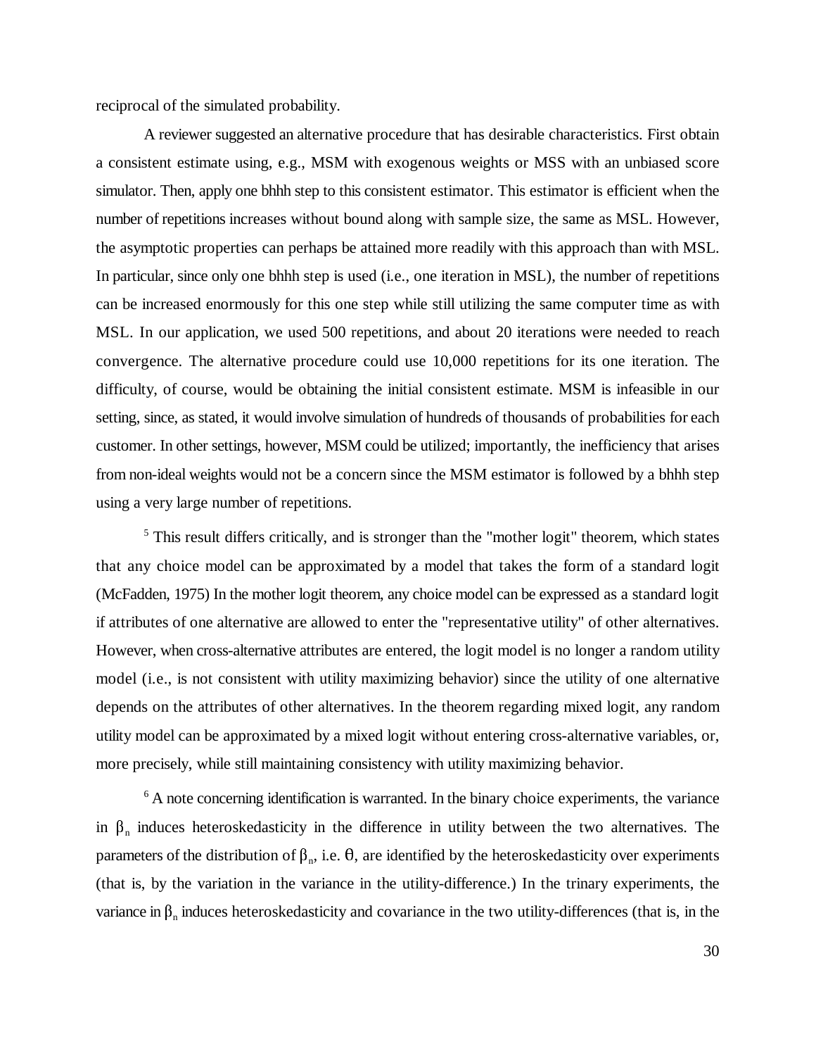reciprocal of the simulated probability.

A reviewer suggested an alternative procedure that has desirable characteristics. First obtain a consistent estimate using, e.g., MSM with exogenous weights or MSS with an unbiased score simulator. Then, apply one bhhh step to this consistent estimator. This estimator is efficient when the number of repetitions increases without bound along with sample size, the same as MSL. However, the asymptotic properties can perhaps be attained more readily with this approach than with MSL. In particular, since only one bhhh step is used (i.e., one iteration in MSL), the number of repetitions can be increased enormously for this one step while still utilizing the same computer time as with MSL. In our application, we used 500 repetitions, and about 20 iterations were needed to reach convergence. The alternative procedure could use 10,000 repetitions for its one iteration. The difficulty, of course, would be obtaining the initial consistent estimate. MSM is infeasible in our setting, since, as stated, it would involve simulation of hundreds of thousands of probabilities for each customer. In other settings, however, MSM could be utilized; importantly, the inefficiency that arises from non-ideal weights would not be a concern since the MSM estimator is followed by a bhhh step using a very large number of repetitions.

[5] This result differs critically, and is stronger than the "mother logit" theorem, which states that any choice model can be approximated by a model that takes the form of a standard logit (McFadden, 1975) In the mother logit theorem, any choice model can be expressed as a standard logit if attributes of one alternative are allowed to enter the "representative utility" of other alternatives. However, when cross-alternative attributes are entered, the logit model is no longer a random utility model (i.e., is not consistent with utility maximizing behavior) since the utility of one alternative depends on the attributes of other alternatives. In the theorem regarding mixed logit, any random utility model can be approximated by a mixed logit without entering cross-alternative variables, or, more precisely, while still maintaining consistency with utility maximizing behavior.

[6] A note concerning identification is warranted. In the binary choice experiments, the variance in $\beta_n$ induces heteroskedasticity in the difference in utility between the two alternatives. The parameters of the distribution of $\beta_n$, i.e. $\theta$, are identified by the heteroskedasticity over experiments (that is, by the variation in the variance in the utility-difference.) In the trinary experiments, the variance in $\beta_n$ induces heteroskedasticity and covariance in the two utility-differences (that is, in the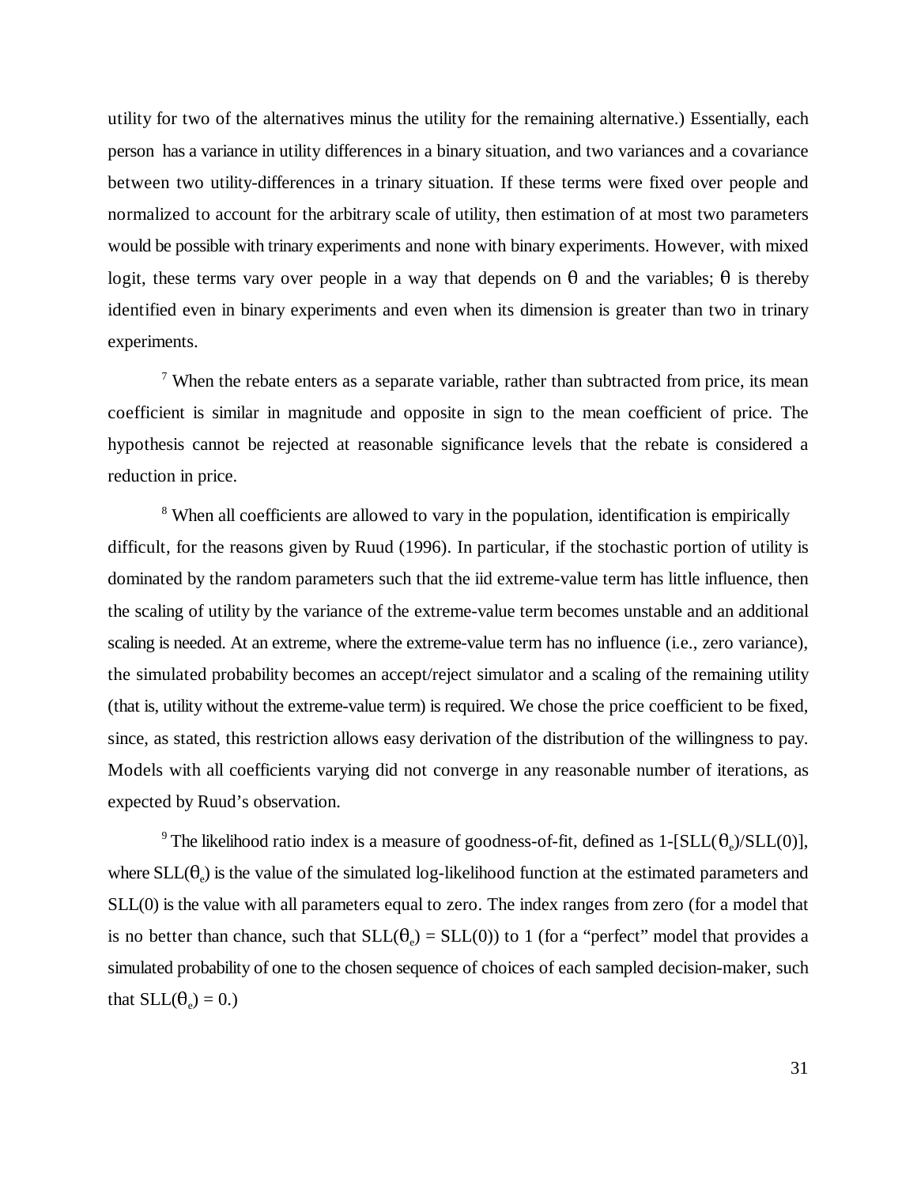utility for two of the alternatives minus the utility for the remaining alternative.) Essentially, each person has a variance in utility differences in a binary situation, and two variances and a covariance between two utility-differences in a trinary situation. If these terms were fixed over people and normalized to account for the arbitrary scale of utility, then estimation of at most two parameters would be possible with trinary experiments and none with binary experiments. However, with mixed logit, these terms vary over people in a way that depends on $\theta$ and the variables; $\theta$ is thereby identified even in binary experiments and even when its dimension is greater than two in trinary experiments.

[7] When the rebate enters as a separate variable, rather than subtracted from price, its mean coefficient is similar in magnitude and opposite in sign to the mean coefficient of price. The hypothesis cannot be rejected at reasonable significance levels that the rebate is considered a reduction in price.

[8] When all coefficients are allowed to vary in the population, identification is empirically difficult, for the reasons given by Ruud (1996). In particular, if the stochastic portion of utility is dominated by the random parameters such that the iid extreme-value term has little influence, then the scaling of utility by the variance of the extreme-value term becomes unstable and an additional scaling is needed. At an extreme, where the extreme-value term has no influence (i.e., zero variance), the simulated probability becomes an accept/reject simulator and a scaling of the remaining utility (that is, utility without the extreme-value term) is required. We chose the price coefficient to be fixed, since, as stated, this restriction allows easy derivation of the distribution of the willingness to pay. Models with all coefficients varying did not converge in any reasonable number of iterations, as expected by Ruud's observation.

[9] The likelihood ratio index is a measure of goodness-of-fit, defined as $1-[SLL(\theta_e)/SLL(0)]$, where $SLL(\theta_e)$ is the value of the simulated log-likelihood function at the estimated parameters and $SLL(0)$ is the value with all parameters equal to zero. The index ranges from zero (for a model that is no better than chance, such that $SLL(\theta_e) = SLL(0)$) to 1 (for a "perfect" model that provides a simulated probability of one to the chosen sequence of choices of each sampled decision-maker, such that $SLL(\theta_e) = 0$.)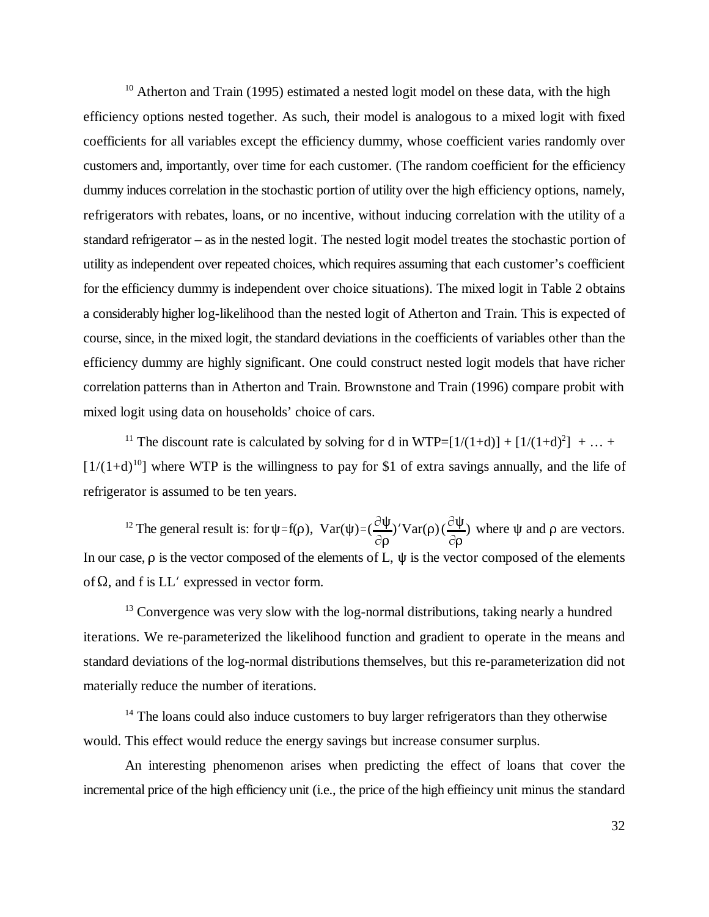[10] Atherton and Train (1995) estimated a nested logit model on these data, with the high efficiency options nested together. As such, their model is analogous to a mixed logit with fixed coefficients for all variables except the efficiency dummy, whose coefficient varies randomly over customers and, importantly, over time for each customer. (The random coefficient for the efficiency dummy induces correlation in the stochastic portion of utility over the high efficiency options, namely, refrigerators with rebates, loans, or no incentive, without inducing correlation with the utility of a standard refrigerator – as in the nested logit. The nested logit model treates the stochastic portion of utility as independent over repeated choices, which requires assuming that each customer's coefficient for the efficiency dummy is independent over choice situations). The mixed logit in Table 2 obtains a considerably higher log-likelihood than the nested logit of Atherton and Train. This is expected of course, since, in the mixed logit, the standard deviations in the coefficients of variables other than the efficiency dummy are highly significant. One could construct nested logit models that have richer correlation patterns than in Atherton and Train. Brownstone and Train (1996) compare probit with mixed logit using data on households' choice of cars.

[11] The discount rate is calculated by solving for d in $WTP=[1/(1+d)] + [1/(1+d)^2] + \ldots + [1/(1+d)^{10}]$ where WTP is the willingness to pay for \$1 of extra savings annually, and the life of refrigerator is assumed to be ten years.

[12] The general result is: for $\psi=f(\rho)$, $\mathrm{Var}(\psi)=(\frac{\partial\psi}{\partial\rho})'\mathrm{Var}(\rho)(\frac{\partial\psi}{\partial\rho})$ where $\psi$ and $\rho$ are vectors. In our case, $\rho$ is the vector composed of the elements of L, $\psi$ is the vector composed of the elements of $\Omega$, and f is $LL'$ expressed in vector form.

[13] Convergence was very slow with the log-normal distributions, taking nearly a hundred iterations. We re-parameterized the likelihood function and gradient to operate in the means and standard deviations of the log-normal distributions themselves, but this re-parameterization did not materially reduce the number of iterations.

[14] The loans could also induce customers to buy larger refrigerators than they otherwise would. This effect would reduce the energy savings but increase consumer surplus.

An interesting phenomenon arises when predicting the effect of loans that cover the incremental price of the high efficiency unit (i.e., the price of the high effieincy unit minus the standard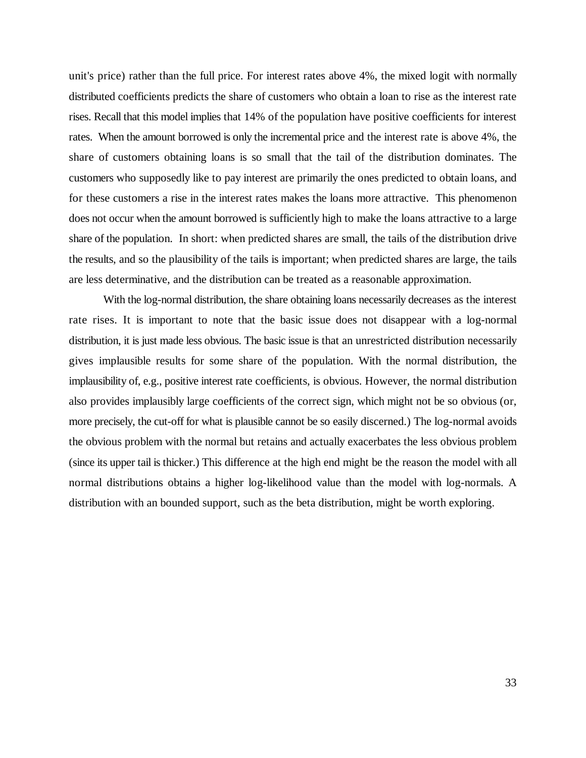unit's price) rather than the full price. For interest rates above 4%, the mixed logit with normally distributed coefficients predicts the share of customers who obtain a loan to rise as the interest rate rises. Recall that this model implies that 14% of the population have positive coefficients for interest rates. When the amount borrowed is only the incremental price and the interest rate is above 4%, the share of customers obtaining loans is so small that the tail of the distribution dominates. The customers who supposedly like to pay interest are primarily the ones predicted to obtain loans, and for these customers a rise in the interest rates makes the loans more attractive. This phenomenon does not occur when the amount borrowed is sufficiently high to make the loans attractive to a large share of the population. In short: when predicted shares are small, the tails of the distribution drive the results, and so the plausibility of the tails is important; when predicted shares are large, the tails are less determinative, and the distribution can be treated as a reasonable approximation.

With the log-normal distribution, the share obtaining loans necessarily decreases as the interest rate rises. It is important to note that the basic issue does not disappear with a log-normal distribution, it is just made less obvious. The basic issue is that an unrestricted distribution necessarily gives implausible results for some share of the population. With the normal distribution, the implausibility of, e.g., positive interest rate coefficients, is obvious. However, the normal distribution also provides implausibly large coefficients of the correct sign, which might not be so obvious (or, more precisely, the cut-off for what is plausible cannot be so easily discerned.) The log-normal avoids the obvious problem with the normal but retains and actually exacerbates the less obvious problem (since its upper tail is thicker.) This difference at the high end might be the reason the model with all normal distributions obtains a higher log-likelihood value than the model with log-normals. A distribution with an bounded support, such as the beta distribution, might be worth exploring.